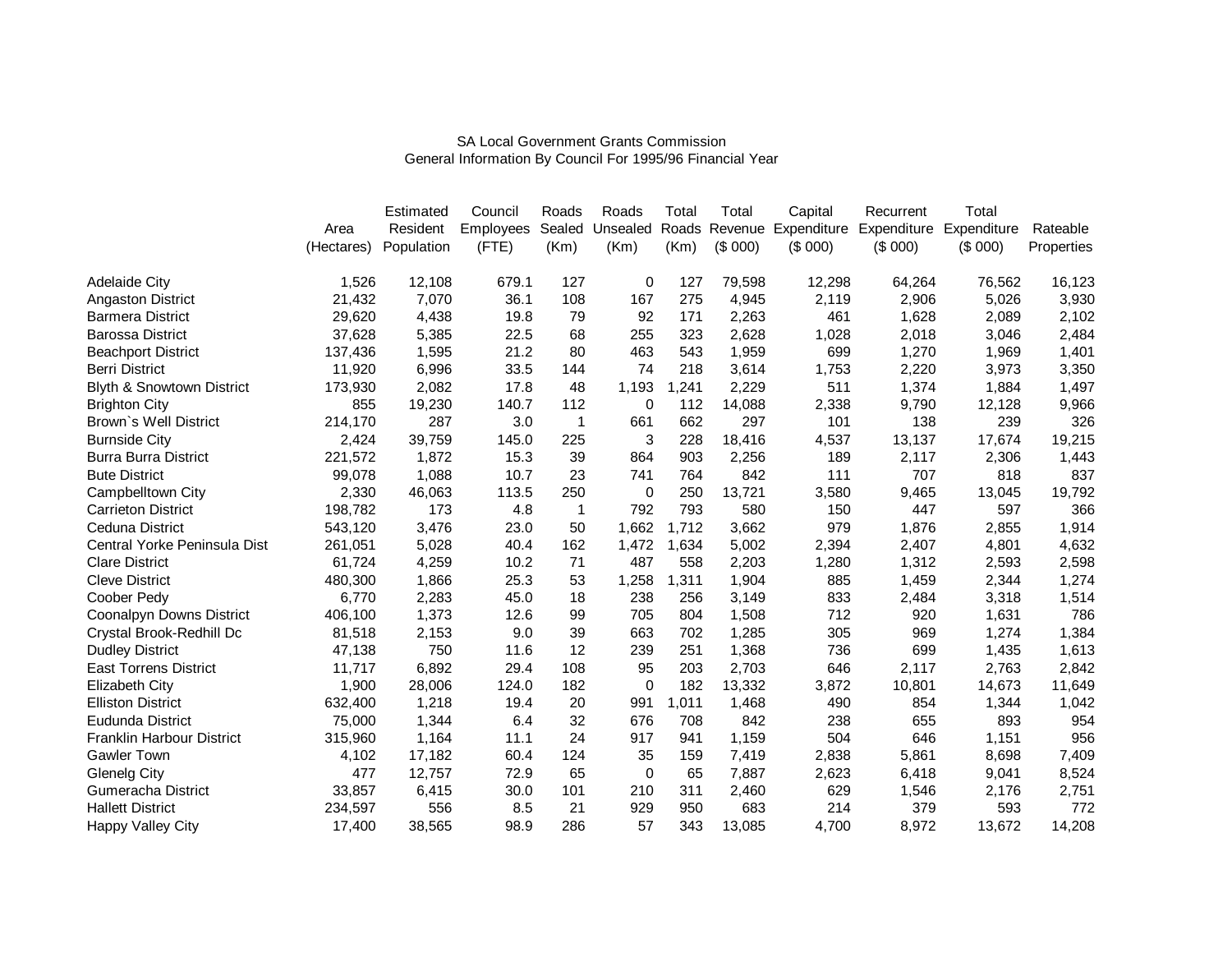SA Local Government Grants Commission
General Information By Council For 1995/96 Financial Year

| | Area (Hectares) | Estimated Resident Population | Council Employees (FTE) | Roads Sealed (Km) | Roads Unsealed (Km) | Total Roads (Km) | Total Revenue ($ 000) | Capital Expenditure ($ 000) | Recurrent Expenditure ($ 000) | Total Expenditure ($ 000) | Rateable Properties |
|---|---|---|---|---|---|---|---|---|---|---|---|
| Adelaide City | 1,526 | 12,108 | 679.1 | 127 | 0 | 127 | 79,598 | 12,298 | 64,264 | 76,562 | 16,123 |
| Angaston District | 21,432 | 7,070 | 36.1 | 108 | 167 | 275 | 4,945 | 2,119 | 2,906 | 5,026 | 3,930 |
| Barmera District | 29,620 | 4,438 | 19.8 | 79 | 92 | 171 | 2,263 | 461 | 1,628 | 2,089 | 2,102 |
| Barossa District | 37,628 | 5,385 | 22.5 | 68 | 255 | 323 | 2,628 | 1,028 | 2,018 | 3,046 | 2,484 |
| Beachport District | 137,436 | 1,595 | 21.2 | 80 | 463 | 543 | 1,959 | 699 | 1,270 | 1,969 | 1,401 |
| Berri District | 11,920 | 6,996 | 33.5 | 144 | 74 | 218 | 3,614 | 1,753 | 2,220 | 3,973 | 3,350 |
| Blyth & Snowtown District | 173,930 | 2,082 | 17.8 | 48 | 1,193 | 1,241 | 2,229 | 511 | 1,374 | 1,884 | 1,497 |
| Brighton City | 855 | 19,230 | 140.7 | 112 | 0 | 112 | 14,088 | 2,338 | 9,790 | 12,128 | 9,966 |
| Brown`s Well District | 214,170 | 287 | 3.0 | 1 | 661 | 662 | 297 | 101 | 138 | 239 | 326 |
| Burnside City | 2,424 | 39,759 | 145.0 | 225 | 3 | 228 | 18,416 | 4,537 | 13,137 | 17,674 | 19,215 |
| Burra Burra District | 221,572 | 1,872 | 15.3 | 39 | 864 | 903 | 2,256 | 189 | 2,117 | 2,306 | 1,443 |
| Bute District | 99,078 | 1,088 | 10.7 | 23 | 741 | 764 | 842 | 111 | 707 | 818 | 837 |
| Campbelltown City | 2,330 | 46,063 | 113.5 | 250 | 0 | 250 | 13,721 | 3,580 | 9,465 | 13,045 | 19,792 |
| Carrieton District | 198,782 | 173 | 4.8 | 1 | 792 | 793 | 580 | 150 | 447 | 597 | 366 |
| Ceduna District | 543,120 | 3,476 | 23.0 | 50 | 1,662 | 1,712 | 3,662 | 979 | 1,876 | 2,855 | 1,914 |
| Central Yorke Peninsula Dist | 261,051 | 5,028 | 40.4 | 162 | 1,472 | 1,634 | 5,002 | 2,394 | 2,407 | 4,801 | 4,632 |
| Clare District | 61,724 | 4,259 | 10.2 | 71 | 487 | 558 | 2,203 | 1,280 | 1,312 | 2,593 | 2,598 |
| Cleve District | 480,300 | 1,866 | 25.3 | 53 | 1,258 | 1,311 | 1,904 | 885 | 1,459 | 2,344 | 1,274 |
| Coober Pedy | 6,770 | 2,283 | 45.0 | 18 | 238 | 256 | 3,149 | 833 | 2,484 | 3,318 | 1,514 |
| Coonalpyn Downs District | 406,100 | 1,373 | 12.6 | 99 | 705 | 804 | 1,508 | 712 | 920 | 1,631 | 786 |
| Crystal Brook-Redhill Dc | 81,518 | 2,153 | 9.0 | 39 | 663 | 702 | 1,285 | 305 | 969 | 1,274 | 1,384 |
| Dudley District | 47,138 | 750 | 11.6 | 12 | 239 | 251 | 1,368 | 736 | 699 | 1,435 | 1,613 |
| East Torrens District | 11,717 | 6,892 | 29.4 | 108 | 95 | 203 | 2,703 | 646 | 2,117 | 2,763 | 2,842 |
| Elizabeth City | 1,900 | 28,006 | 124.0 | 182 | 0 | 182 | 13,332 | 3,872 | 10,801 | 14,673 | 11,649 |
| Elliston District | 632,400 | 1,218 | 19.4 | 20 | 991 | 1,011 | 1,468 | 490 | 854 | 1,344 | 1,042 |
| Eudunda District | 75,000 | 1,344 | 6.4 | 32 | 676 | 708 | 842 | 238 | 655 | 893 | 954 |
| Franklin Harbour District | 315,960 | 1,164 | 11.1 | 24 | 917 | 941 | 1,159 | 504 | 646 | 1,151 | 956 |
| Gawler Town | 4,102 | 17,182 | 60.4 | 124 | 35 | 159 | 7,419 | 2,838 | 5,861 | 8,698 | 7,409 |
| Glenelg City | 477 | 12,757 | 72.9 | 65 | 0 | 65 | 7,887 | 2,623 | 6,418 | 9,041 | 8,524 |
| Gumeracha District | 33,857 | 6,415 | 30.0 | 101 | 210 | 311 | 2,460 | 629 | 1,546 | 2,176 | 2,751 |
| Hallett District | 234,597 | 556 | 8.5 | 21 | 929 | 950 | 683 | 214 | 379 | 593 | 772 |
| Happy Valley City | 17,400 | 38,565 | 98.9 | 286 | 57 | 343 | 13,085 | 4,700 | 8,972 | 13,672 | 14,208 |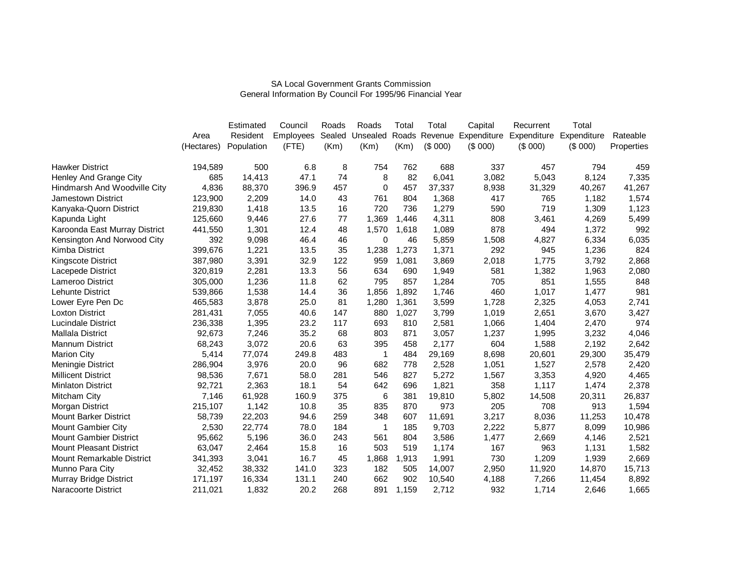SA Local Government Grants Commission
General Information By Council For 1995/96 Financial Year

| | Area (Hectares) | Estimated Resident Population | Council Employees (FTE) | Roads Sealed (Km) | Roads Unsealed (Km) | Total Roads (Km) | Total Revenue ($ 000) | Capital Expenditure ($ 000) | Recurrent Expenditure ($ 000) | Total Expenditure ($ 000) | Rateable Properties |
|---|---|---|---|---|---|---|---|---|---|---|---|
| Hawker District | 194,589 | 500 | 6.8 | 8 | 754 | 762 | 688 | 337 | 457 | 794 | 459 |
| Henley And Grange City | 685 | 14,413 | 47.1 | 74 | 8 | 82 | 6,041 | 3,082 | 5,043 | 8,124 | 7,335 |
| Hindmarsh And Woodville City | 4,836 | 88,370 | 396.9 | 457 | 0 | 457 | 37,337 | 8,938 | 31,329 | 40,267 | 41,267 |
| Jamestown District | 123,900 | 2,209 | 14.0 | 43 | 761 | 804 | 1,368 | 417 | 765 | 1,182 | 1,574 |
| Kanyaka-Quorn District | 219,830 | 1,418 | 13.5 | 16 | 720 | 736 | 1,279 | 590 | 719 | 1,309 | 1,123 |
| Kapunda Light | 125,660 | 9,446 | 27.6 | 77 | 1,369 | 1,446 | 4,311 | 808 | 3,461 | 4,269 | 5,499 |
| Karoonda East Murray District | 441,550 | 1,301 | 12.4 | 48 | 1,570 | 1,618 | 1,089 | 878 | 494 | 1,372 | 992 |
| Kensington And Norwood City | 392 | 9,098 | 46.4 | 46 | 0 | 46 | 5,859 | 1,508 | 4,827 | 6,334 | 6,035 |
| Kimba District | 399,676 | 1,221 | 13.5 | 35 | 1,238 | 1,273 | 1,371 | 292 | 945 | 1,236 | 824 |
| Kingscote District | 387,980 | 3,391 | 32.9 | 122 | 959 | 1,081 | 3,869 | 2,018 | 1,775 | 3,792 | 2,868 |
| Lacepede District | 320,819 | 2,281 | 13.3 | 56 | 634 | 690 | 1,949 | 581 | 1,382 | 1,963 | 2,080 |
| Lameroo District | 305,000 | 1,236 | 11.8 | 62 | 795 | 857 | 1,284 | 705 | 851 | 1,555 | 848 |
| Lehunte District | 539,866 | 1,538 | 14.4 | 36 | 1,856 | 1,892 | 1,746 | 460 | 1,017 | 1,477 | 981 |
| Lower Eyre Pen Dc | 465,583 | 3,878 | 25.0 | 81 | 1,280 | 1,361 | 3,599 | 1,728 | 2,325 | 4,053 | 2,741 |
| Loxton District | 281,431 | 7,055 | 40.6 | 147 | 880 | 1,027 | 3,799 | 1,019 | 2,651 | 3,670 | 3,427 |
| Lucindale District | 236,338 | 1,395 | 23.2 | 117 | 693 | 810 | 2,581 | 1,066 | 1,404 | 2,470 | 974 |
| Mallala District | 92,673 | 7,246 | 35.2 | 68 | 803 | 871 | 3,057 | 1,237 | 1,995 | 3,232 | 4,046 |
| Mannum District | 68,243 | 3,072 | 20.6 | 63 | 395 | 458 | 2,177 | 604 | 1,588 | 2,192 | 2,642 |
| Marion City | 5,414 | 77,074 | 249.8 | 483 | 1 | 484 | 29,169 | 8,698 | 20,601 | 29,300 | 35,479 |
| Meningie District | 286,904 | 3,976 | 20.0 | 96 | 682 | 778 | 2,528 | 1,051 | 1,527 | 2,578 | 2,420 |
| Millicent District | 98,536 | 7,671 | 58.0 | 281 | 546 | 827 | 5,272 | 1,567 | 3,353 | 4,920 | 4,465 |
| Minlaton District | 92,721 | 2,363 | 18.1 | 54 | 642 | 696 | 1,821 | 358 | 1,117 | 1,474 | 2,378 |
| Mitcham City | 7,146 | 61,928 | 160.9 | 375 | 6 | 381 | 19,810 | 5,802 | 14,508 | 20,311 | 26,837 |
| Morgan District | 215,107 | 1,142 | 10.8 | 35 | 835 | 870 | 973 | 205 | 708 | 913 | 1,594 |
| Mount Barker District | 58,739 | 22,203 | 94.6 | 259 | 348 | 607 | 11,691 | 3,217 | 8,036 | 11,253 | 10,478 |
| Mount Gambier City | 2,530 | 22,774 | 78.0 | 184 | 1 | 185 | 9,703 | 2,222 | 5,877 | 8,099 | 10,986 |
| Mount Gambier District | 95,662 | 5,196 | 36.0 | 243 | 561 | 804 | 3,586 | 1,477 | 2,669 | 4,146 | 2,521 |
| Mount Pleasant District | 63,047 | 2,464 | 15.8 | 16 | 503 | 519 | 1,174 | 167 | 963 | 1,131 | 1,582 |
| Mount Remarkable District | 341,393 | 3,041 | 16.7 | 45 | 1,868 | 1,913 | 1,991 | 730 | 1,209 | 1,939 | 2,669 |
| Munno Para City | 32,452 | 38,332 | 141.0 | 323 | 182 | 505 | 14,007 | 2,950 | 11,920 | 14,870 | 15,713 |
| Murray Bridge District | 171,197 | 16,334 | 131.1 | 240 | 662 | 902 | 10,540 | 4,188 | 7,266 | 11,454 | 8,892 |
| Naracoorte District | 211,021 | 1,832 | 20.2 | 268 | 891 | 1,159 | 2,712 | 932 | 1,714 | 2,646 | 1,665 |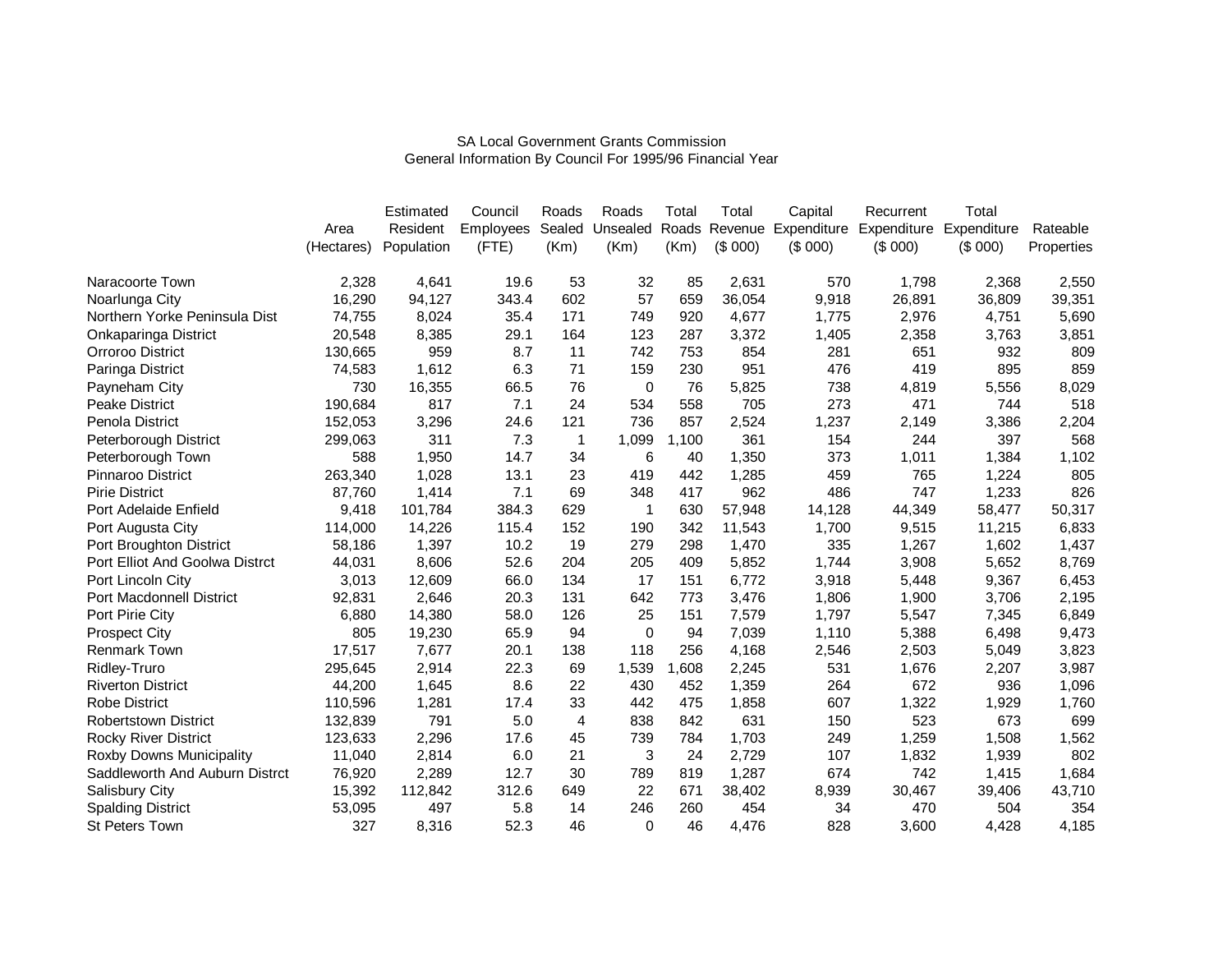SA Local Government Grants Commission
General Information By Council For 1995/96 Financial Year

| | Area (Hectares) | Estimated Resident Population | Council Employees (FTE) | Roads Sealed (Km) | Roads Unsealed (Km) | Total Roads (Km) | Total Revenue ($ 000) | Capital Expenditure ($ 000) | Recurrent Expenditure ($ 000) | Total Expenditure ($ 000) | Rateable Properties |
|---|---|---|---|---|---|---|---|---|---|---|---|
| Naracoorte Town | 2,328 | 4,641 | 19.6 | 53 | 32 | 85 | 2,631 | 570 | 1,798 | 2,368 | 2,550 |
| Noarlunga City | 16,290 | 94,127 | 343.4 | 602 | 57 | 659 | 36,054 | 9,918 | 26,891 | 36,809 | 39,351 |
| Northern Yorke Peninsula Dist | 74,755 | 8,024 | 35.4 | 171 | 749 | 920 | 4,677 | 1,775 | 2,976 | 4,751 | 5,690 |
| Onkaparinga District | 20,548 | 8,385 | 29.1 | 164 | 123 | 287 | 3,372 | 1,405 | 2,358 | 3,763 | 3,851 |
| Orroroo District | 130,665 | 959 | 8.7 | 11 | 742 | 753 | 854 | 281 | 651 | 932 | 809 |
| Paringa District | 74,583 | 1,612 | 6.3 | 71 | 159 | 230 | 951 | 476 | 419 | 895 | 859 |
| Payneham City | 730 | 16,355 | 66.5 | 76 | 0 | 76 | 5,825 | 738 | 4,819 | 5,556 | 8,029 |
| Peake District | 190,684 | 817 | 7.1 | 24 | 534 | 558 | 705 | 273 | 471 | 744 | 518 |
| Penola District | 152,053 | 3,296 | 24.6 | 121 | 736 | 857 | 2,524 | 1,237 | 2,149 | 3,386 | 2,204 |
| Peterborough District | 299,063 | 311 | 7.3 | 1 | 1,099 | 1,100 | 361 | 154 | 244 | 397 | 568 |
| Peterborough Town | 588 | 1,950 | 14.7 | 34 | 6 | 40 | 1,350 | 373 | 1,011 | 1,384 | 1,102 |
| Pinnaroo District | 263,340 | 1,028 | 13.1 | 23 | 419 | 442 | 1,285 | 459 | 765 | 1,224 | 805 |
| Pirie District | 87,760 | 1,414 | 7.1 | 69 | 348 | 417 | 962 | 486 | 747 | 1,233 | 826 |
| Port Adelaide Enfield | 9,418 | 101,784 | 384.3 | 629 | 1 | 630 | 57,948 | 14,128 | 44,349 | 58,477 | 50,317 |
| Port Augusta City | 114,000 | 14,226 | 115.4 | 152 | 190 | 342 | 11,543 | 1,700 | 9,515 | 11,215 | 6,833 |
| Port Broughton District | 58,186 | 1,397 | 10.2 | 19 | 279 | 298 | 1,470 | 335 | 1,267 | 1,602 | 1,437 |
| Port Elliot And Goolwa Distrct | 44,031 | 8,606 | 52.6 | 204 | 205 | 409 | 5,852 | 1,744 | 3,908 | 5,652 | 8,769 |
| Port Lincoln City | 3,013 | 12,609 | 66.0 | 134 | 17 | 151 | 6,772 | 3,918 | 5,448 | 9,367 | 6,453 |
| Port Macdonnell District | 92,831 | 2,646 | 20.3 | 131 | 642 | 773 | 3,476 | 1,806 | 1,900 | 3,706 | 2,195 |
| Port Pirie City | 6,880 | 14,380 | 58.0 | 126 | 25 | 151 | 7,579 | 1,797 | 5,547 | 7,345 | 6,849 |
| Prospect City | 805 | 19,230 | 65.9 | 94 | 0 | 94 | 7,039 | 1,110 | 5,388 | 6,498 | 9,473 |
| Renmark Town | 17,517 | 7,677 | 20.1 | 138 | 118 | 256 | 4,168 | 2,546 | 2,503 | 5,049 | 3,823 |
| Ridley-Truro | 295,645 | 2,914 | 22.3 | 69 | 1,539 | 1,608 | 2,245 | 531 | 1,676 | 2,207 | 3,987 |
| Riverton District | 44,200 | 1,645 | 8.6 | 22 | 430 | 452 | 1,359 | 264 | 672 | 936 | 1,096 |
| Robe District | 110,596 | 1,281 | 17.4 | 33 | 442 | 475 | 1,858 | 607 | 1,322 | 1,929 | 1,760 |
| Robertstown District | 132,839 | 791 | 5.0 | 4 | 838 | 842 | 631 | 150 | 523 | 673 | 699 |
| Rocky River District | 123,633 | 2,296 | 17.6 | 45 | 739 | 784 | 1,703 | 249 | 1,259 | 1,508 | 1,562 |
| Roxby Downs Municipality | 11,040 | 2,814 | 6.0 | 21 | 3 | 24 | 2,729 | 107 | 1,832 | 1,939 | 802 |
| Saddleworth And Auburn Distrct | 76,920 | 2,289 | 12.7 | 30 | 789 | 819 | 1,287 | 674 | 742 | 1,415 | 1,684 |
| Salisbury City | 15,392 | 112,842 | 312.6 | 649 | 22 | 671 | 38,402 | 8,939 | 30,467 | 39,406 | 43,710 |
| Spalding District | 53,095 | 497 | 5.8 | 14 | 246 | 260 | 454 | 34 | 470 | 504 | 354 |
| St Peters Town | 327 | 8,316 | 52.3 | 46 | 0 | 46 | 4,476 | 828 | 3,600 | 4,428 | 4,185 |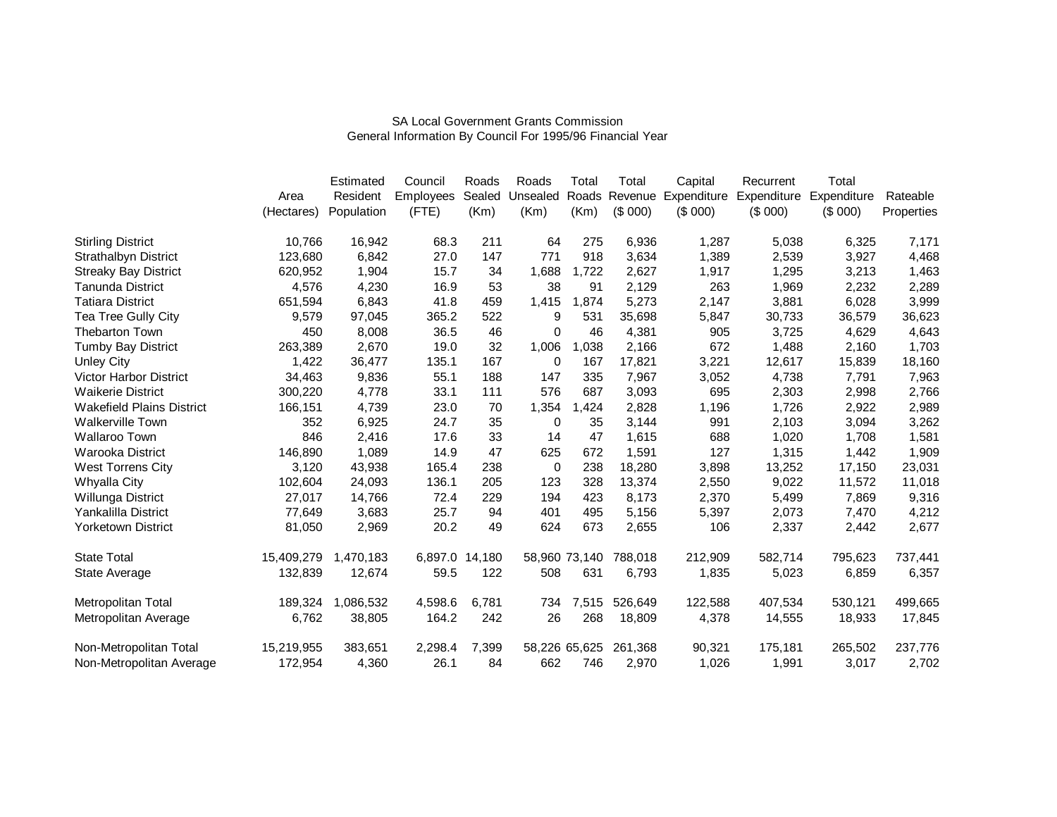SA Local Government Grants Commission
General Information By Council For 1995/96 Financial Year

| | Area (Hectares) | Estimated Resident Population | Council Employees (FTE) | Roads Sealed (Km) | Roads Unsealed (Km) | Total Roads (Km) | Total Revenue ($ 000) | Capital Expenditure ($ 000) | Recurrent Expenditure ($ 000) | Total Expenditure ($ 000) | Rateable Properties |
|---|---|---|---|---|---|---|---|---|---|---|---|
| Stirling District | 10,766 | 16,942 | 68.3 | 211 | 64 | 275 | 6,936 | 1,287 | 5,038 | 6,325 | 7,171 |
| Strathalbyn District | 123,680 | 6,842 | 27.0 | 147 | 771 | 918 | 3,634 | 1,389 | 2,539 | 3,927 | 4,468 |
| Streaky Bay District | 620,952 | 1,904 | 15.7 | 34 | 1,688 | 1,722 | 2,627 | 1,917 | 1,295 | 3,213 | 1,463 |
| Tanunda District | 4,576 | 4,230 | 16.9 | 53 | 38 | 91 | 2,129 | 263 | 1,969 | 2,232 | 2,289 |
| Tatiara District | 651,594 | 6,843 | 41.8 | 459 | 1,415 | 1,874 | 5,273 | 2,147 | 3,881 | 6,028 | 3,999 |
| Tea Tree Gully City | 9,579 | 97,045 | 365.2 | 522 | 9 | 531 | 35,698 | 5,847 | 30,733 | 36,579 | 36,623 |
| Thebarton Town | 450 | 8,008 | 36.5 | 46 | 0 | 46 | 4,381 | 905 | 3,725 | 4,629 | 4,643 |
| Tumby Bay District | 263,389 | 2,670 | 19.0 | 32 | 1,006 | 1,038 | 2,166 | 672 | 1,488 | 2,160 | 1,703 |
| Unley City | 1,422 | 36,477 | 135.1 | 167 | 0 | 167 | 17,821 | 3,221 | 12,617 | 15,839 | 18,160 |
| Victor Harbor District | 34,463 | 9,836 | 55.1 | 188 | 147 | 335 | 7,967 | 3,052 | 4,738 | 7,791 | 7,963 |
| Waikerie District | 300,220 | 4,778 | 33.1 | 111 | 576 | 687 | 3,093 | 695 | 2,303 | 2,998 | 2,766 |
| Wakefield Plains District | 166,151 | 4,739 | 23.0 | 70 | 1,354 | 1,424 | 2,828 | 1,196 | 1,726 | 2,922 | 2,989 |
| Walkerville Town | 352 | 6,925 | 24.7 | 35 | 0 | 35 | 3,144 | 991 | 2,103 | 3,094 | 3,262 |
| Wallaroo Town | 846 | 2,416 | 17.6 | 33 | 14 | 47 | 1,615 | 688 | 1,020 | 1,708 | 1,581 |
| Warooka District | 146,890 | 1,089 | 14.9 | 47 | 625 | 672 | 1,591 | 127 | 1,315 | 1,442 | 1,909 |
| West Torrens City | 3,120 | 43,938 | 165.4 | 238 | 0 | 238 | 18,280 | 3,898 | 13,252 | 17,150 | 23,031 |
| Whyalla City | 102,604 | 24,093 | 136.1 | 205 | 123 | 328 | 13,374 | 2,550 | 9,022 | 11,572 | 11,018 |
| Willunga District | 27,017 | 14,766 | 72.4 | 229 | 194 | 423 | 8,173 | 2,370 | 5,499 | 7,869 | 9,316 |
| Yankalilla District | 77,649 | 3,683 | 25.7 | 94 | 401 | 495 | 5,156 | 5,397 | 2,073 | 7,470 | 4,212 |
| Yorketown District | 81,050 | 2,969 | 20.2 | 49 | 624 | 673 | 2,655 | 106 | 2,337 | 2,442 | 2,677 |
| State Total | 15,409,279 | 1,470,183 | 6,897.0 | 14,180 | 58,960 | 73,140 | 788,018 | 212,909 | 582,714 | 795,623 | 737,441 |
| State Average | 132,839 | 12,674 | 59.5 | 122 | 508 | 631 | 6,793 | 1,835 | 5,023 | 6,859 | 6,357 |
| Metropolitan Total | 189,324 | 1,086,532 | 4,598.6 | 6,781 | 734 | 7,515 | 526,649 | 122,588 | 407,534 | 530,121 | 499,665 |
| Metropolitan Average | 6,762 | 38,805 | 164.2 | 242 | 26 | 268 | 18,809 | 4,378 | 14,555 | 18,933 | 17,845 |
| Non-Metropolitan Total | 15,219,955 | 383,651 | 2,298.4 | 7,399 | 58,226 | 65,625 | 261,368 | 90,321 | 175,181 | 265,502 | 237,776 |
| Non-Metropolitan Average | 172,954 | 4,360 | 26.1 | 84 | 662 | 746 | 2,970 | 1,026 | 1,991 | 3,017 | 2,702 |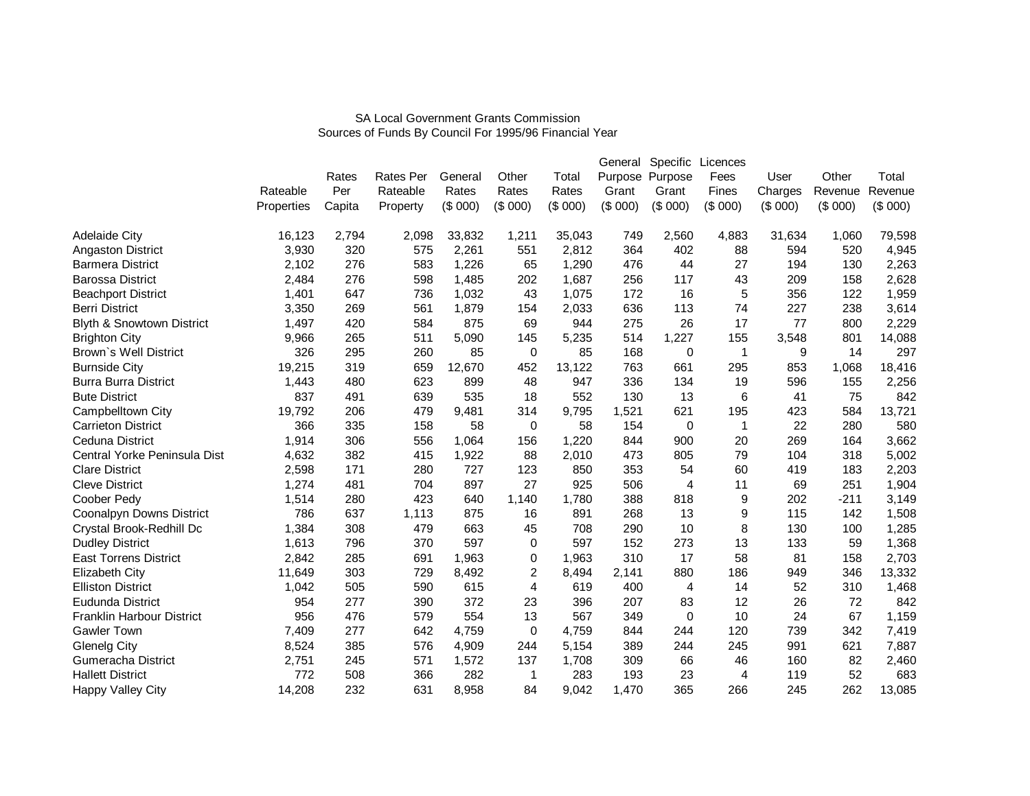SA Local Government Grants Commission
Sources of Funds By Council For 1995/96 Financial Year

| | Rateable Properties | Rates Per Capita | Rates Per Rateable Property | General Rates ($ 000) | Other Rates ($ 000) | Total Rates ($ 000) | General Purpose Grant ($ 000) | Specific Purpose Grant ($ 000) | Licences Fees Fines ($ 000) | User Charges ($ 000) | Other Revenue ($ 000) | Total Revenue ($ 000) |
|---|---|---|---|---|---|---|---|---|---|---|---|---|
| Adelaide City | 16,123 | 2,794 | 2,098 | 33,832 | 1,211 | 35,043 | 749 | 2,560 | 4,883 | 31,634 | 1,060 | 79,598 |
| Angaston District | 3,930 | 320 | 575 | 2,261 | 551 | 2,812 | 364 | 402 | 88 | 594 | 520 | 4,945 |
| Barmera District | 2,102 | 276 | 583 | 1,226 | 65 | 1,290 | 476 | 44 | 27 | 194 | 130 | 2,263 |
| Barossa District | 2,484 | 276 | 598 | 1,485 | 202 | 1,687 | 256 | 117 | 43 | 209 | 158 | 2,628 |
| Beachport District | 1,401 | 647 | 736 | 1,032 | 43 | 1,075 | 172 | 16 | 5 | 356 | 122 | 1,959 |
| Berri District | 3,350 | 269 | 561 | 1,879 | 154 | 2,033 | 636 | 113 | 74 | 227 | 238 | 3,614 |
| Blyth & Snowtown District | 1,497 | 420 | 584 | 875 | 69 | 944 | 275 | 26 | 17 | 77 | 800 | 2,229 |
| Brighton City | 9,966 | 265 | 511 | 5,090 | 145 | 5,235 | 514 | 1,227 | 155 | 3,548 | 801 | 14,088 |
| Brown`s Well District | 326 | 295 | 260 | 85 | 0 | 85 | 168 | 0 | 1 | 9 | 14 | 297 |
| Burnside City | 19,215 | 319 | 659 | 12,670 | 452 | 13,122 | 763 | 661 | 295 | 853 | 1,068 | 18,416 |
| Burra Burra District | 1,443 | 480 | 623 | 899 | 48 | 947 | 336 | 134 | 19 | 596 | 155 | 2,256 |
| Bute District | 837 | 491 | 639 | 535 | 18 | 552 | 130 | 13 | 6 | 41 | 75 | 842 |
| Campbelltown City | 19,792 | 206 | 479 | 9,481 | 314 | 9,795 | 1,521 | 621 | 195 | 423 | 584 | 13,721 |
| Carrieton District | 366 | 335 | 158 | 58 | 0 | 58 | 154 | 0 | 1 | 22 | 280 | 580 |
| Ceduna District | 1,914 | 306 | 556 | 1,064 | 156 | 1,220 | 844 | 900 | 20 | 269 | 164 | 3,662 |
| Central Yorke Peninsula Dist | 4,632 | 382 | 415 | 1,922 | 88 | 2,010 | 473 | 805 | 79 | 104 | 318 | 5,002 |
| Clare District | 2,598 | 171 | 280 | 727 | 123 | 850 | 353 | 54 | 60 | 419 | 183 | 2,203 |
| Cleve District | 1,274 | 481 | 704 | 897 | 27 | 925 | 506 | 4 | 11 | 69 | 251 | 1,904 |
| Coober Pedy | 1,514 | 280 | 423 | 640 | 1,140 | 1,780 | 388 | 818 | 9 | 202 | -211 | 3,149 |
| Coonalpyn Downs District | 786 | 637 | 1,113 | 875 | 16 | 891 | 268 | 13 | 9 | 115 | 142 | 1,508 |
| Crystal Brook-Redhill Dc | 1,384 | 308 | 479 | 663 | 45 | 708 | 290 | 10 | 8 | 130 | 100 | 1,285 |
| Dudley District | 1,613 | 796 | 370 | 597 | 0 | 597 | 152 | 273 | 13 | 133 | 59 | 1,368 |
| East Torrens District | 2,842 | 285 | 691 | 1,963 | 0 | 1,963 | 310 | 17 | 58 | 81 | 158 | 2,703 |
| Elizabeth City | 11,649 | 303 | 729 | 8,492 | 2 | 8,494 | 2,141 | 880 | 186 | 949 | 346 | 13,332 |
| Elliston District | 1,042 | 505 | 590 | 615 | 4 | 619 | 400 | 4 | 14 | 52 | 310 | 1,468 |
| Eudunda District | 954 | 277 | 390 | 372 | 23 | 396 | 207 | 83 | 12 | 26 | 72 | 842 |
| Franklin Harbour District | 956 | 476 | 579 | 554 | 13 | 567 | 349 | 0 | 10 | 24 | 67 | 1,159 |
| Gawler Town | 7,409 | 277 | 642 | 4,759 | 0 | 4,759 | 844 | 244 | 120 | 739 | 342 | 7,419 |
| Glenelg City | 8,524 | 385 | 576 | 4,909 | 244 | 5,154 | 389 | 244 | 245 | 991 | 621 | 7,887 |
| Gumeracha District | 2,751 | 245 | 571 | 1,572 | 137 | 1,708 | 309 | 66 | 46 | 160 | 82 | 2,460 |
| Hallett District | 772 | 508 | 366 | 282 | 1 | 283 | 193 | 23 | 4 | 119 | 52 | 683 |
| Happy Valley City | 14,208 | 232 | 631 | 8,958 | 84 | 9,042 | 1,470 | 365 | 266 | 245 | 262 | 13,085 |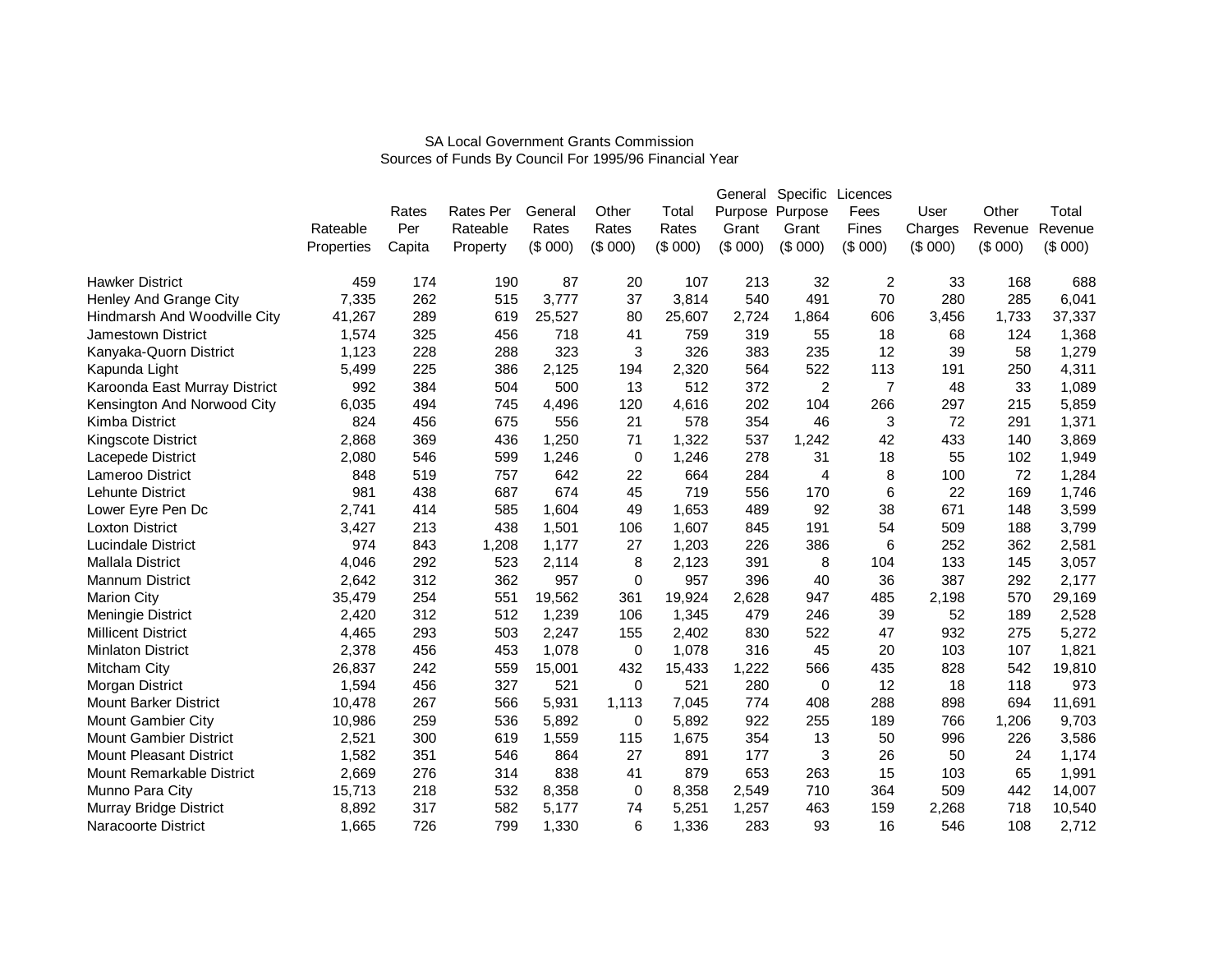SA Local Government Grants Commission
Sources of Funds By Council For 1995/96 Financial Year

| | Rateable Properties | Rates Per Capita | Rates Per Rateable Property | General Rates ($ 000) | Other Rates ($ 000) | Total Rates ($ 000) | General Purpose Grant ($ 000) | Specific Purpose Grant ($ 000) | Licences Fees Fines ($ 000) | User Charges ($ 000) | Other Revenue ($ 000) | Total Revenue ($ 000) |
|---|---|---|---|---|---|---|---|---|---|---|---|---|
| Hawker District | 459 | 174 | 190 | 87 | 20 | 107 | 213 | 32 | 2 | 33 | 168 | 688 |
| Henley And Grange City | 7,335 | 262 | 515 | 3,777 | 37 | 3,814 | 540 | 491 | 70 | 280 | 285 | 6,041 |
| Hindmarsh And Woodville City | 41,267 | 289 | 619 | 25,527 | 80 | 25,607 | 2,724 | 1,864 | 606 | 3,456 | 1,733 | 37,337 |
| Jamestown District | 1,574 | 325 | 456 | 718 | 41 | 759 | 319 | 55 | 18 | 68 | 124 | 1,368 |
| Kanyaka-Quorn District | 1,123 | 228 | 288 | 323 | 3 | 326 | 383 | 235 | 12 | 39 | 58 | 1,279 |
| Kapunda Light | 5,499 | 225 | 386 | 2,125 | 194 | 2,320 | 564 | 522 | 113 | 191 | 250 | 4,311 |
| Karoonda East Murray District | 992 | 384 | 504 | 500 | 13 | 512 | 372 | 2 | 7 | 48 | 33 | 1,089 |
| Kensington And Norwood City | 6,035 | 494 | 745 | 4,496 | 120 | 4,616 | 202 | 104 | 266 | 297 | 215 | 5,859 |
| Kimba District | 824 | 456 | 675 | 556 | 21 | 578 | 354 | 46 | 3 | 72 | 291 | 1,371 |
| Kingscote District | 2,868 | 369 | 436 | 1,250 | 71 | 1,322 | 537 | 1,242 | 42 | 433 | 140 | 3,869 |
| Lacepede District | 2,080 | 546 | 599 | 1,246 | 0 | 1,246 | 278 | 31 | 18 | 55 | 102 | 1,949 |
| Lameroo District | 848 | 519 | 757 | 642 | 22 | 664 | 284 | 4 | 8 | 100 | 72 | 1,284 |
| Lehunte District | 981 | 438 | 687 | 674 | 45 | 719 | 556 | 170 | 6 | 22 | 169 | 1,746 |
| Lower Eyre Pen Dc | 2,741 | 414 | 585 | 1,604 | 49 | 1,653 | 489 | 92 | 38 | 671 | 148 | 3,599 |
| Loxton District | 3,427 | 213 | 438 | 1,501 | 106 | 1,607 | 845 | 191 | 54 | 509 | 188 | 3,799 |
| Lucindale District | 974 | 843 | 1,208 | 1,177 | 27 | 1,203 | 226 | 386 | 6 | 252 | 362 | 2,581 |
| Mallala District | 4,046 | 292 | 523 | 2,114 | 8 | 2,123 | 391 | 8 | 104 | 133 | 145 | 3,057 |
| Mannum District | 2,642 | 312 | 362 | 957 | 0 | 957 | 396 | 40 | 36 | 387 | 292 | 2,177 |
| Marion City | 35,479 | 254 | 551 | 19,562 | 361 | 19,924 | 2,628 | 947 | 485 | 2,198 | 570 | 29,169 |
| Meningie District | 2,420 | 312 | 512 | 1,239 | 106 | 1,345 | 479 | 246 | 39 | 52 | 189 | 2,528 |
| Millicent District | 4,465 | 293 | 503 | 2,247 | 155 | 2,402 | 830 | 522 | 47 | 932 | 275 | 5,272 |
| Minlaton District | 2,378 | 456 | 453 | 1,078 | 0 | 1,078 | 316 | 45 | 20 | 103 | 107 | 1,821 |
| Mitcham City | 26,837 | 242 | 559 | 15,001 | 432 | 15,433 | 1,222 | 566 | 435 | 828 | 542 | 19,810 |
| Morgan District | 1,594 | 456 | 327 | 521 | 0 | 521 | 280 | 0 | 12 | 18 | 118 | 973 |
| Mount Barker District | 10,478 | 267 | 566 | 5,931 | 1,113 | 7,045 | 774 | 408 | 288 | 898 | 694 | 11,691 |
| Mount Gambier City | 10,986 | 259 | 536 | 5,892 | 0 | 5,892 | 922 | 255 | 189 | 766 | 1,206 | 9,703 |
| Mount Gambier District | 2,521 | 300 | 619 | 1,559 | 115 | 1,675 | 354 | 13 | 50 | 996 | 226 | 3,586 |
| Mount Pleasant District | 1,582 | 351 | 546 | 864 | 27 | 891 | 177 | 3 | 26 | 50 | 24 | 1,174 |
| Mount Remarkable District | 2,669 | 276 | 314 | 838 | 41 | 879 | 653 | 263 | 15 | 103 | 65 | 1,991 |
| Munno Para City | 15,713 | 218 | 532 | 8,358 | 0 | 8,358 | 2,549 | 710 | 364 | 509 | 442 | 14,007 |
| Murray Bridge District | 8,892 | 317 | 582 | 5,177 | 74 | 5,251 | 1,257 | 463 | 159 | 2,268 | 718 | 10,540 |
| Naracoorte District | 1,665 | 726 | 799 | 1,330 | 6 | 1,336 | 283 | 93 | 16 | 546 | 108 | 2,712 |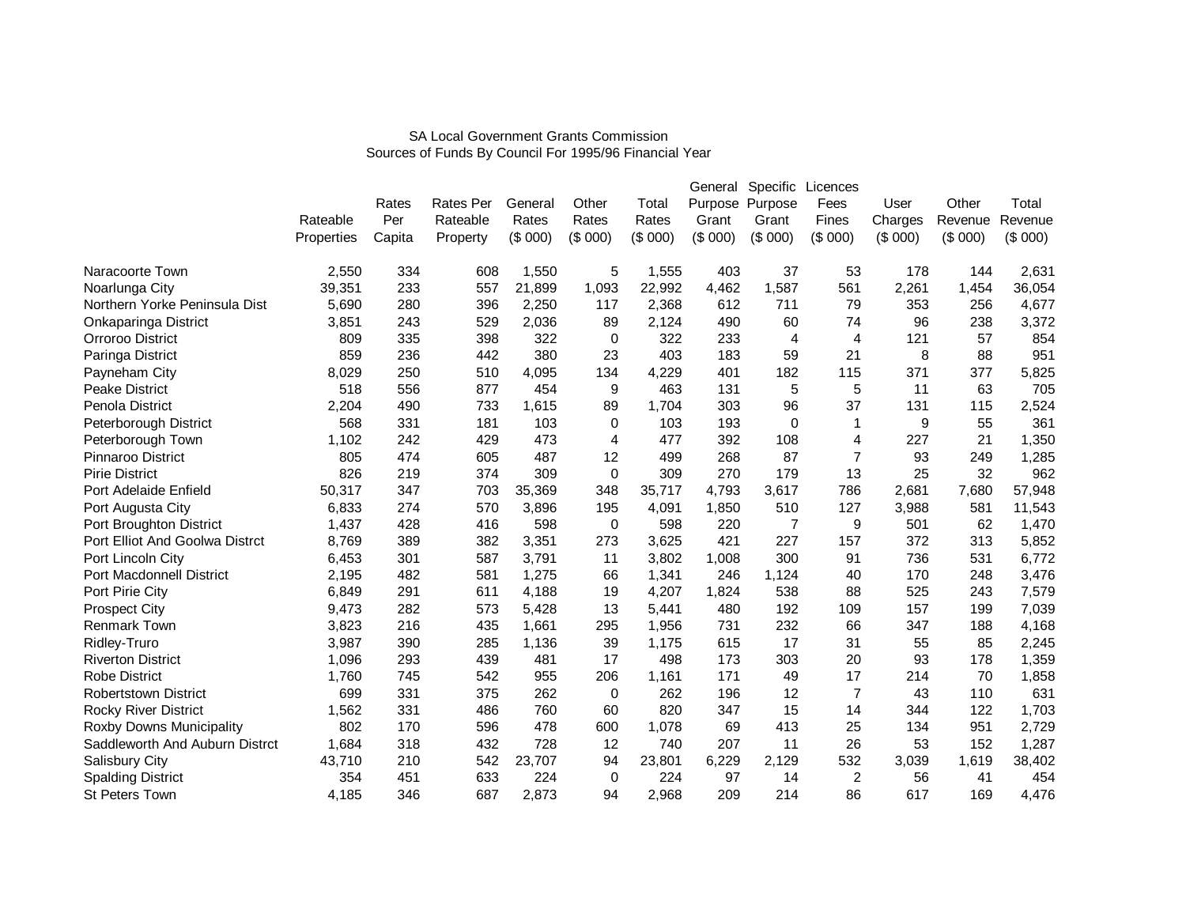SA Local Government Grants Commission
Sources of Funds By Council For 1995/96 Financial Year

| | Rateable Properties | Rates Per Capita | Rates Per Rateable Property | General Rates ($ 000) | Other Rates ($ 000) | Total Rates ($ 000) | General Purpose Grant ($ 000) | Specific Purpose Grant ($ 000) | Licences Fees Fines ($ 000) | User Charges ($ 000) | Other Revenue ($ 000) | Total Revenue ($ 000) |
|---|---|---|---|---|---|---|---|---|---|---|---|---|
| Naracoorte Town | 2,550 | 334 | 608 | 1,550 | 5 | 1,555 | 403 | 37 | 53 | 178 | 144 | 2,631 |
| Noarlunga City | 39,351 | 233 | 557 | 21,899 | 1,093 | 22,992 | 4,462 | 1,587 | 561 | 2,261 | 1,454 | 36,054 |
| Northern Yorke Peninsula Dist | 5,690 | 280 | 396 | 2,250 | 117 | 2,368 | 612 | 711 | 79 | 353 | 256 | 4,677 |
| Onkaparinga District | 3,851 | 243 | 529 | 2,036 | 89 | 2,124 | 490 | 60 | 74 | 96 | 238 | 3,372 |
| Orroroo District | 809 | 335 | 398 | 322 | 0 | 322 | 233 | 4 | 4 | 121 | 57 | 854 |
| Paringa District | 859 | 236 | 442 | 380 | 23 | 403 | 183 | 59 | 21 | 8 | 88 | 951 |
| Payneham City | 8,029 | 250 | 510 | 4,095 | 134 | 4,229 | 401 | 182 | 115 | 371 | 377 | 5,825 |
| Peake District | 518 | 556 | 877 | 454 | 9 | 463 | 131 | 5 | 5 | 11 | 63 | 705 |
| Penola District | 2,204 | 490 | 733 | 1,615 | 89 | 1,704 | 303 | 96 | 37 | 131 | 115 | 2,524 |
| Peterborough District | 568 | 331 | 181 | 103 | 0 | 103 | 193 | 0 | 1 | 9 | 55 | 361 |
| Peterborough Town | 1,102 | 242 | 429 | 473 | 4 | 477 | 392 | 108 | 4 | 227 | 21 | 1,350 |
| Pinnaroo District | 805 | 474 | 605 | 487 | 12 | 499 | 268 | 87 | 7 | 93 | 249 | 1,285 |
| Pirie District | 826 | 219 | 374 | 309 | 0 | 309 | 270 | 179 | 13 | 25 | 32 | 962 |
| Port Adelaide Enfield | 50,317 | 347 | 703 | 35,369 | 348 | 35,717 | 4,793 | 3,617 | 786 | 2,681 | 7,680 | 57,948 |
| Port Augusta City | 6,833 | 274 | 570 | 3,896 | 195 | 4,091 | 1,850 | 510 | 127 | 3,988 | 581 | 11,543 |
| Port Broughton District | 1,437 | 428 | 416 | 598 | 0 | 598 | 220 | 7 | 9 | 501 | 62 | 1,470 |
| Port Elliot And Goolwa Distrct | 8,769 | 389 | 382 | 3,351 | 273 | 3,625 | 421 | 227 | 157 | 372 | 313 | 5,852 |
| Port Lincoln City | 6,453 | 301 | 587 | 3,791 | 11 | 3,802 | 1,008 | 300 | 91 | 736 | 531 | 6,772 |
| Port Macdonnell District | 2,195 | 482 | 581 | 1,275 | 66 | 1,341 | 246 | 1,124 | 40 | 170 | 248 | 3,476 |
| Port Pirie City | 6,849 | 291 | 611 | 4,188 | 19 | 4,207 | 1,824 | 538 | 88 | 525 | 243 | 7,579 |
| Prospect City | 9,473 | 282 | 573 | 5,428 | 13 | 5,441 | 480 | 192 | 109 | 157 | 199 | 7,039 |
| Renmark Town | 3,823 | 216 | 435 | 1,661 | 295 | 1,956 | 731 | 232 | 66 | 347 | 188 | 4,168 |
| Ridley-Truro | 3,987 | 390 | 285 | 1,136 | 39 | 1,175 | 615 | 17 | 31 | 55 | 85 | 2,245 |
| Riverton District | 1,096 | 293 | 439 | 481 | 17 | 498 | 173 | 303 | 20 | 93 | 178 | 1,359 |
| Robe District | 1,760 | 745 | 542 | 955 | 206 | 1,161 | 171 | 49 | 17 | 214 | 70 | 1,858 |
| Robertstown District | 699 | 331 | 375 | 262 | 0 | 262 | 196 | 12 | 7 | 43 | 110 | 631 |
| Rocky River District | 1,562 | 331 | 486 | 760 | 60 | 820 | 347 | 15 | 14 | 344 | 122 | 1,703 |
| Roxby Downs Municipality | 802 | 170 | 596 | 478 | 600 | 1,078 | 69 | 413 | 25 | 134 | 951 | 2,729 |
| Saddleworth And Auburn Distrct | 1,684 | 318 | 432 | 728 | 12 | 740 | 207 | 11 | 26 | 53 | 152 | 1,287 |
| Salisbury City | 43,710 | 210 | 542 | 23,707 | 94 | 23,801 | 6,229 | 2,129 | 532 | 3,039 | 1,619 | 38,402 |
| Spalding District | 354 | 451 | 633 | 224 | 0 | 224 | 97 | 14 | 2 | 56 | 41 | 454 |
| St Peters Town | 4,185 | 346 | 687 | 2,873 | 94 | 2,968 | 209 | 214 | 86 | 617 | 169 | 4,476 |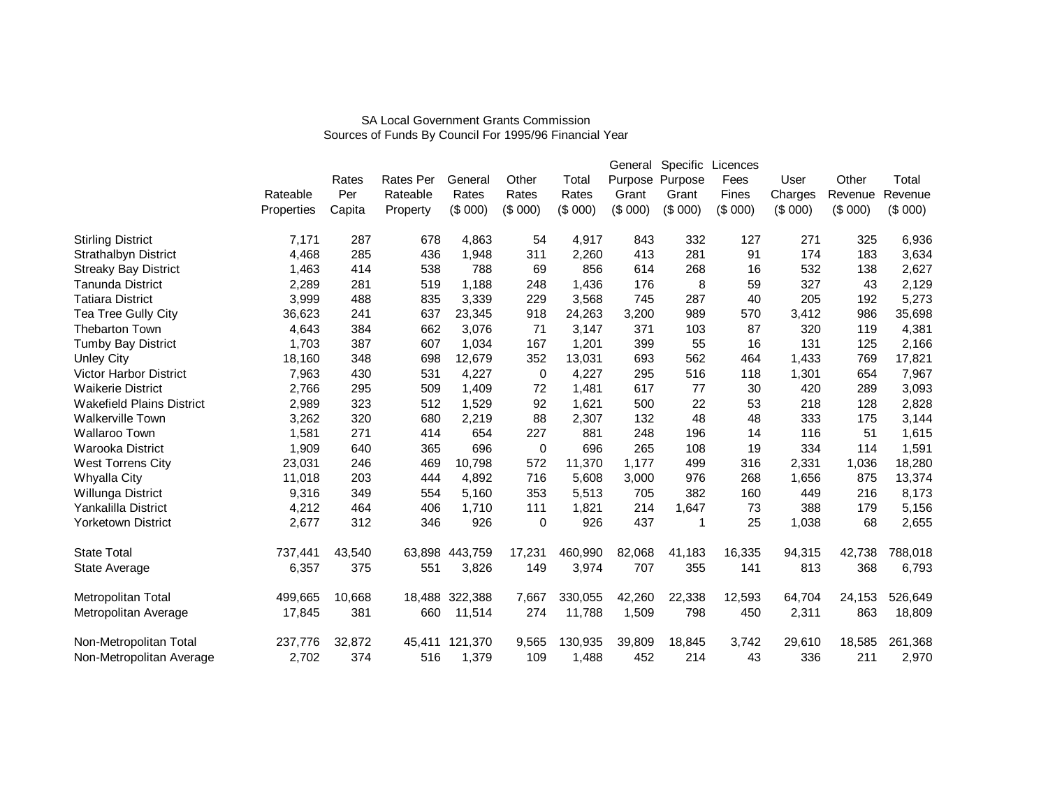SA Local Government Grants Commission
Sources of Funds By Council For 1995/96 Financial Year

| | Rateable Properties | Rates Per Capita | Rates Per Rateable Property | General Rates ($ 000) | Other Rates ($ 000) | Total Rates ($ 000) | General Purpose Grant ($ 000) | Specific Purpose Grant ($ 000) | Licences Fees Fines ($ 000) | User Charges ($ 000) | Other Revenue ($ 000) | Total Revenue ($ 000) |
|---|---|---|---|---|---|---|---|---|---|---|---|---|
| Stirling District | 7,171 | 287 | 678 | 4,863 | 54 | 4,917 | 843 | 332 | 127 | 271 | 325 | 6,936 |
| Strathalbyn District | 4,468 | 285 | 436 | 1,948 | 311 | 2,260 | 413 | 281 | 91 | 174 | 183 | 3,634 |
| Streaky Bay District | 1,463 | 414 | 538 | 788 | 69 | 856 | 614 | 268 | 16 | 532 | 138 | 2,627 |
| Tanunda District | 2,289 | 281 | 519 | 1,188 | 248 | 1,436 | 176 | 8 | 59 | 327 | 43 | 2,129 |
| Tatiara District | 3,999 | 488 | 835 | 3,339 | 229 | 3,568 | 745 | 287 | 40 | 205 | 192 | 5,273 |
| Tea Tree Gully City | 36,623 | 241 | 637 | 23,345 | 918 | 24,263 | 3,200 | 989 | 570 | 3,412 | 986 | 35,698 |
| Thebarton Town | 4,643 | 384 | 662 | 3,076 | 71 | 3,147 | 371 | 103 | 87 | 320 | 119 | 4,381 |
| Tumby Bay District | 1,703 | 387 | 607 | 1,034 | 167 | 1,201 | 399 | 55 | 16 | 131 | 125 | 2,166 |
| Unley City | 18,160 | 348 | 698 | 12,679 | 352 | 13,031 | 693 | 562 | 464 | 1,433 | 769 | 17,821 |
| Victor Harbor District | 7,963 | 430 | 531 | 4,227 | 0 | 4,227 | 295 | 516 | 118 | 1,301 | 654 | 7,967 |
| Waikerie District | 2,766 | 295 | 509 | 1,409 | 72 | 1,481 | 617 | 77 | 30 | 420 | 289 | 3,093 |
| Wakefield Plains District | 2,989 | 323 | 512 | 1,529 | 92 | 1,621 | 500 | 22 | 53 | 218 | 128 | 2,828 |
| Walkerville Town | 3,262 | 320 | 680 | 2,219 | 88 | 2,307 | 132 | 48 | 48 | 333 | 175 | 3,144 |
| Wallaroo Town | 1,581 | 271 | 414 | 654 | 227 | 881 | 248 | 196 | 14 | 116 | 51 | 1,615 |
| Warooka District | 1,909 | 640 | 365 | 696 | 0 | 696 | 265 | 108 | 19 | 334 | 114 | 1,591 |
| West Torrens City | 23,031 | 246 | 469 | 10,798 | 572 | 11,370 | 1,177 | 499 | 316 | 2,331 | 1,036 | 18,280 |
| Whyalla City | 11,018 | 203 | 444 | 4,892 | 716 | 5,608 | 3,000 | 976 | 268 | 1,656 | 875 | 13,374 |
| Willunga District | 9,316 | 349 | 554 | 5,160 | 353 | 5,513 | 705 | 382 | 160 | 449 | 216 | 8,173 |
| Yankalilla District | 4,212 | 464 | 406 | 1,710 | 111 | 1,821 | 214 | 1,647 | 73 | 388 | 179 | 5,156 |
| Yorketown District | 2,677 | 312 | 346 | 926 | 0 | 926 | 437 | 1 | 25 | 1,038 | 68 | 2,655 |
| State Total | 737,441 | 43,540 | 63,898 | 443,759 | 17,231 | 460,990 | 82,068 | 41,183 | 16,335 | 94,315 | 42,738 | 788,018 |
| State Average | 6,357 | 375 | 551 | 3,826 | 149 | 3,974 | 707 | 355 | 141 | 813 | 368 | 6,793 |
| Metropolitan Total | 499,665 | 10,668 | 18,488 | 322,388 | 7,667 | 330,055 | 42,260 | 22,338 | 12,593 | 64,704 | 24,153 | 526,649 |
| Metropolitan Average | 17,845 | 381 | 660 | 11,514 | 274 | 11,788 | 1,509 | 798 | 450 | 2,311 | 863 | 18,809 |
| Non-Metropolitan Total | 237,776 | 32,872 | 45,411 | 121,370 | 9,565 | 130,935 | 39,809 | 18,845 | 3,742 | 29,610 | 18,585 | 261,368 |
| Non-Metropolitan Average | 2,702 | 374 | 516 | 1,379 | 109 | 1,488 | 452 | 214 | 43 | 336 | 211 | 2,970 |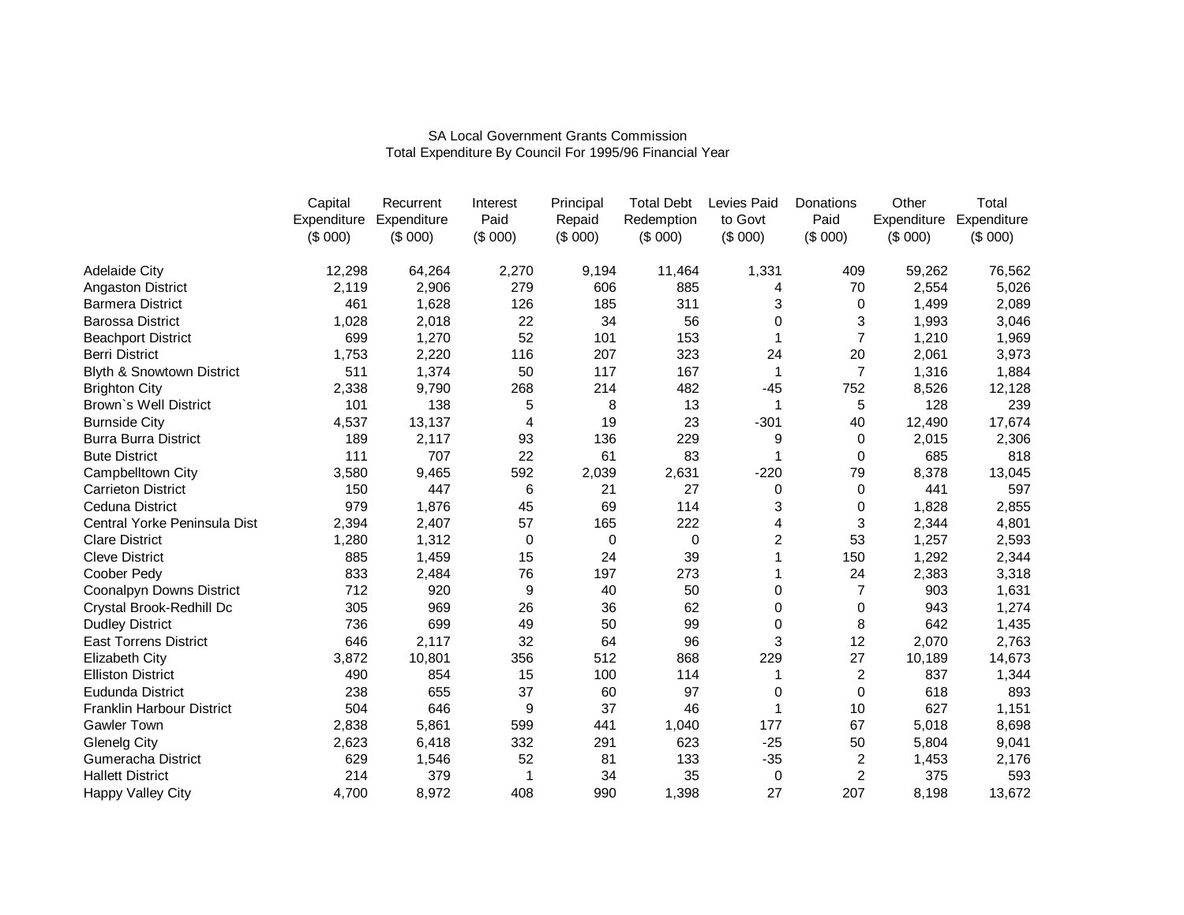SA Local Government Grants Commission
Total Expenditure By Council For 1995/96 Financial Year

| | Capital Expenditure ($ 000) | Recurrent Expenditure ($ 000) | Interest Paid ($ 000) | Principal Repaid ($ 000) | Total Debt Redemption ($ 000) | Levies Paid to Govt ($ 000) | Donations Paid ($ 000) | Other Expenditure ($ 000) | Total Expenditure ($ 000) |
|---|---|---|---|---|---|---|---|---|---|
| Adelaide City | 12,298 | 64,264 | 2,270 | 9,194 | 11,464 | 1,331 | 409 | 59,262 | 76,562 |
| Angaston District | 2,119 | 2,906 | 279 | 606 | 885 | 4 | 70 | 2,554 | 5,026 |
| Barmera District | 461 | 1,628 | 126 | 185 | 311 | 3 | 0 | 1,499 | 2,089 |
| Barossa District | 1,028 | 2,018 | 22 | 34 | 56 | 0 | 3 | 1,993 | 3,046 |
| Beachport District | 699 | 1,270 | 52 | 101 | 153 | 1 | 7 | 1,210 | 1,969 |
| Berri District | 1,753 | 2,220 | 116 | 207 | 323 | 24 | 20 | 2,061 | 3,973 |
| Blyth & Snowtown District | 511 | 1,374 | 50 | 117 | 167 | 1 | 7 | 1,316 | 1,884 |
| Brighton City | 2,338 | 9,790 | 268 | 214 | 482 | -45 | 752 | 8,526 | 12,128 |
| Brown`s Well District | 101 | 138 | 5 | 8 | 13 | 1 | 5 | 128 | 239 |
| Burnside City | 4,537 | 13,137 | 4 | 19 | 23 | -301 | 40 | 12,490 | 17,674 |
| Burra Burra District | 189 | 2,117 | 93 | 136 | 229 | 9 | 0 | 2,015 | 2,306 |
| Bute District | 111 | 707 | 22 | 61 | 83 | 1 | 0 | 685 | 818 |
| Campbelltown City | 3,580 | 9,465 | 592 | 2,039 | 2,631 | -220 | 79 | 8,378 | 13,045 |
| Carrieton District | 150 | 447 | 6 | 21 | 27 | 0 | 0 | 441 | 597 |
| Ceduna District | 979 | 1,876 | 45 | 69 | 114 | 3 | 0 | 1,828 | 2,855 |
| Central Yorke Peninsula Dist | 2,394 | 2,407 | 57 | 165 | 222 | 4 | 3 | 2,344 | 4,801 |
| Clare District | 1,280 | 1,312 | 0 | 0 | 0 | 2 | 53 | 1,257 | 2,593 |
| Cleve District | 885 | 1,459 | 15 | 24 | 39 | 1 | 150 | 1,292 | 2,344 |
| Coober Pedy | 833 | 2,484 | 76 | 197 | 273 | 1 | 24 | 2,383 | 3,318 |
| Coonalpyn Downs District | 712 | 920 | 9 | 40 | 50 | 0 | 7 | 903 | 1,631 |
| Crystal Brook-Redhill Dc | 305 | 969 | 26 | 36 | 62 | 0 | 0 | 943 | 1,274 |
| Dudley District | 736 | 699 | 49 | 50 | 99 | 0 | 8 | 642 | 1,435 |
| East Torrens District | 646 | 2,117 | 32 | 64 | 96 | 3 | 12 | 2,070 | 2,763 |
| Elizabeth City | 3,872 | 10,801 | 356 | 512 | 868 | 229 | 27 | 10,189 | 14,673 |
| Elliston District | 490 | 854 | 15 | 100 | 114 | 1 | 2 | 837 | 1,344 |
| Eudunda District | 238 | 655 | 37 | 60 | 97 | 0 | 0 | 618 | 893 |
| Franklin Harbour District | 504 | 646 | 9 | 37 | 46 | 1 | 10 | 627 | 1,151 |
| Gawler Town | 2,838 | 5,861 | 599 | 441 | 1,040 | 177 | 67 | 5,018 | 8,698 |
| Glenelg City | 2,623 | 6,418 | 332 | 291 | 623 | -25 | 50 | 5,804 | 9,041 |
| Gumeracha District | 629 | 1,546 | 52 | 81 | 133 | -35 | 2 | 1,453 | 2,176 |
| Hallett District | 214 | 379 | 1 | 34 | 35 | 0 | 2 | 375 | 593 |
| Happy Valley City | 4,700 | 8,972 | 408 | 990 | 1,398 | 27 | 207 | 8,198 | 13,672 |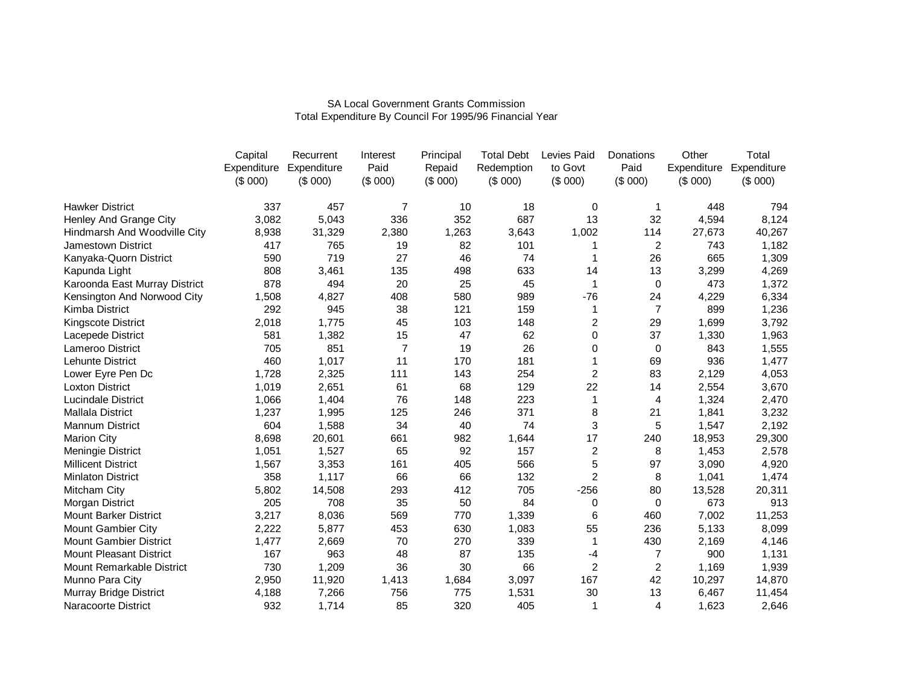SA Local Government Grants Commission
Total Expenditure By Council For 1995/96 Financial Year

| | Capital Expenditure ($ 000) | Recurrent Expenditure ($ 000) | Interest Paid ($ 000) | Principal Repaid ($ 000) | Total Debt Redemption ($ 000) | Levies Paid to Govt ($ 000) | Donations Paid ($ 000) | Other Expenditure ($ 000) | Total Expenditure ($ 000) |
|---|---|---|---|---|---|---|---|---|---|
| Hawker District | 337 | 457 | 7 | 10 | 18 | 0 | 1 | 448 | 794 |
| Henley And Grange City | 3,082 | 5,043 | 336 | 352 | 687 | 13 | 32 | 4,594 | 8,124 |
| Hindmarsh And Woodville City | 8,938 | 31,329 | 2,380 | 1,263 | 3,643 | 1,002 | 114 | 27,673 | 40,267 |
| Jamestown District | 417 | 765 | 19 | 82 | 101 | 1 | 2 | 743 | 1,182 |
| Kanyaka-Quorn District | 590 | 719 | 27 | 46 | 74 | 1 | 26 | 665 | 1,309 |
| Kapunda Light | 808 | 3,461 | 135 | 498 | 633 | 14 | 13 | 3,299 | 4,269 |
| Karoonda East Murray District | 878 | 494 | 20 | 25 | 45 | 1 | 0 | 473 | 1,372 |
| Kensington And Norwood City | 1,508 | 4,827 | 408 | 580 | 989 | -76 | 24 | 4,229 | 6,334 |
| Kimba District | 292 | 945 | 38 | 121 | 159 | 1 | 7 | 899 | 1,236 |
| Kingscote District | 2,018 | 1,775 | 45 | 103 | 148 | 2 | 29 | 1,699 | 3,792 |
| Lacepede District | 581 | 1,382 | 15 | 47 | 62 | 0 | 37 | 1,330 | 1,963 |
| Lameroo District | 705 | 851 | 7 | 19 | 26 | 0 | 0 | 843 | 1,555 |
| Lehunte District | 460 | 1,017 | 11 | 170 | 181 | 1 | 69 | 936 | 1,477 |
| Lower Eyre Pen Dc | 1,728 | 2,325 | 111 | 143 | 254 | 2 | 83 | 2,129 | 4,053 |
| Loxton District | 1,019 | 2,651 | 61 | 68 | 129 | 22 | 14 | 2,554 | 3,670 |
| Lucindale District | 1,066 | 1,404 | 76 | 148 | 223 | 1 | 4 | 1,324 | 2,470 |
| Mallala District | 1,237 | 1,995 | 125 | 246 | 371 | 8 | 21 | 1,841 | 3,232 |
| Mannum District | 604 | 1,588 | 34 | 40 | 74 | 3 | 5 | 1,547 | 2,192 |
| Marion City | 8,698 | 20,601 | 661 | 982 | 1,644 | 17 | 240 | 18,953 | 29,300 |
| Meningie District | 1,051 | 1,527 | 65 | 92 | 157 | 2 | 8 | 1,453 | 2,578 |
| Millicent District | 1,567 | 3,353 | 161 | 405 | 566 | 5 | 97 | 3,090 | 4,920 |
| Minlaton District | 358 | 1,117 | 66 | 66 | 132 | 2 | 8 | 1,041 | 1,474 |
| Mitcham City | 5,802 | 14,508 | 293 | 412 | 705 | -256 | 80 | 13,528 | 20,311 |
| Morgan District | 205 | 708 | 35 | 50 | 84 | 0 | 0 | 673 | 913 |
| Mount Barker District | 3,217 | 8,036 | 569 | 770 | 1,339 | 6 | 460 | 7,002 | 11,253 |
| Mount Gambier City | 2,222 | 5,877 | 453 | 630 | 1,083 | 55 | 236 | 5,133 | 8,099 |
| Mount Gambier District | 1,477 | 2,669 | 70 | 270 | 339 | 1 | 430 | 2,169 | 4,146 |
| Mount Pleasant District | 167 | 963 | 48 | 87 | 135 | -4 | 7 | 900 | 1,131 |
| Mount Remarkable District | 730 | 1,209 | 36 | 30 | 66 | 2 | 2 | 1,169 | 1,939 |
| Munno Para City | 2,950 | 11,920 | 1,413 | 1,684 | 3,097 | 167 | 42 | 10,297 | 14,870 |
| Murray Bridge District | 4,188 | 7,266 | 756 | 775 | 1,531 | 30 | 13 | 6,467 | 11,454 |
| Naracoorte District | 932 | 1,714 | 85 | 320 | 405 | 1 | 4 | 1,623 | 2,646 |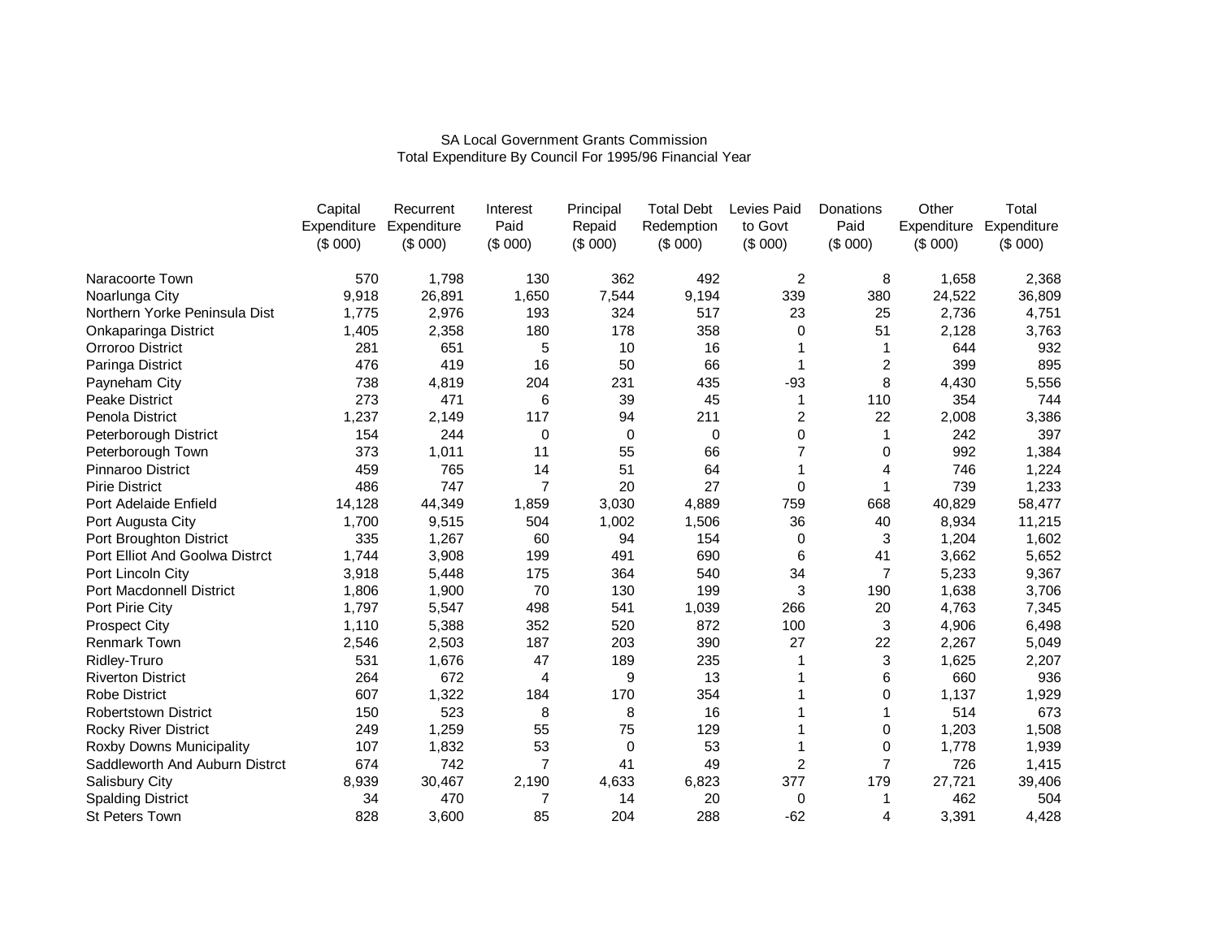SA Local Government Grants Commission
Total Expenditure By Council For 1995/96 Financial Year

| | Capital Expenditure ($ 000) | Recurrent Expenditure ($ 000) | Interest Paid ($ 000) | Principal Repaid ($ 000) | Total Debt Redemption ($ 000) | Levies Paid to Govt ($ 000) | Donations Paid ($ 000) | Other Expenditure ($ 000) | Total Expenditure ($ 000) |
|---|---|---|---|---|---|---|---|---|---|
| Naracoorte Town | 570 | 1,798 | 130 | 362 | 492 | 2 | 8 | 1,658 | 2,368 |
| Noarlunga City | 9,918 | 26,891 | 1,650 | 7,544 | 9,194 | 339 | 380 | 24,522 | 36,809 |
| Northern Yorke Peninsula Dist | 1,775 | 2,976 | 193 | 324 | 517 | 23 | 25 | 2,736 | 4,751 |
| Onkaparinga District | 1,405 | 2,358 | 180 | 178 | 358 | 0 | 51 | 2,128 | 3,763 |
| Orroroo District | 281 | 651 | 5 | 10 | 16 | 1 | 1 | 644 | 932 |
| Paringa District | 476 | 419 | 16 | 50 | 66 | 1 | 2 | 399 | 895 |
| Payneham City | 738 | 4,819 | 204 | 231 | 435 | -93 | 8 | 4,430 | 5,556 |
| Peake District | 273 | 471 | 6 | 39 | 45 | 1 | 110 | 354 | 744 |
| Penola District | 1,237 | 2,149 | 117 | 94 | 211 | 2 | 22 | 2,008 | 3,386 |
| Peterborough District | 154 | 244 | 0 | 0 | 0 | 0 | 1 | 242 | 397 |
| Peterborough Town | 373 | 1,011 | 11 | 55 | 66 | 7 | 0 | 992 | 1,384 |
| Pinnaroo District | 459 | 765 | 14 | 51 | 64 | 1 | 4 | 746 | 1,224 |
| Pirie District | 486 | 747 | 7 | 20 | 27 | 0 | 1 | 739 | 1,233 |
| Port Adelaide Enfield | 14,128 | 44,349 | 1,859 | 3,030 | 4,889 | 759 | 668 | 40,829 | 58,477 |
| Port Augusta City | 1,700 | 9,515 | 504 | 1,002 | 1,506 | 36 | 40 | 8,934 | 11,215 |
| Port Broughton District | 335 | 1,267 | 60 | 94 | 154 | 0 | 3 | 1,204 | 1,602 |
| Port Elliot And Goolwa Distrct | 1,744 | 3,908 | 199 | 491 | 690 | 6 | 41 | 3,662 | 5,652 |
| Port Lincoln City | 3,918 | 5,448 | 175 | 364 | 540 | 34 | 7 | 5,233 | 9,367 |
| Port Macdonnell District | 1,806 | 1,900 | 70 | 130 | 199 | 3 | 190 | 1,638 | 3,706 |
| Port Pirie City | 1,797 | 5,547 | 498 | 541 | 1,039 | 266 | 20 | 4,763 | 7,345 |
| Prospect City | 1,110 | 5,388 | 352 | 520 | 872 | 100 | 3 | 4,906 | 6,498 |
| Renmark Town | 2,546 | 2,503 | 187 | 203 | 390 | 27 | 22 | 2,267 | 5,049 |
| Ridley-Truro | 531 | 1,676 | 47 | 189 | 235 | 1 | 3 | 1,625 | 2,207 |
| Riverton District | 264 | 672 | 4 | 9 | 13 | 1 | 6 | 660 | 936 |
| Robe District | 607 | 1,322 | 184 | 170 | 354 | 1 | 0 | 1,137 | 1,929 |
| Robertstown District | 150 | 523 | 8 | 8 | 16 | 1 | 1 | 514 | 673 |
| Rocky River District | 249 | 1,259 | 55 | 75 | 129 | 1 | 0 | 1,203 | 1,508 |
| Roxby Downs Municipality | 107 | 1,832 | 53 | 0 | 53 | 1 | 0 | 1,778 | 1,939 |
| Saddleworth And Auburn Distrct | 674 | 742 | 7 | 41 | 49 | 2 | 7 | 726 | 1,415 |
| Salisbury City | 8,939 | 30,467 | 2,190 | 4,633 | 6,823 | 377 | 179 | 27,721 | 39,406 |
| Spalding District | 34 | 470 | 7 | 14 | 20 | 0 | 1 | 462 | 504 |
| St Peters Town | 828 | 3,600 | 85 | 204 | 288 | -62 | 4 | 3,391 | 4,428 |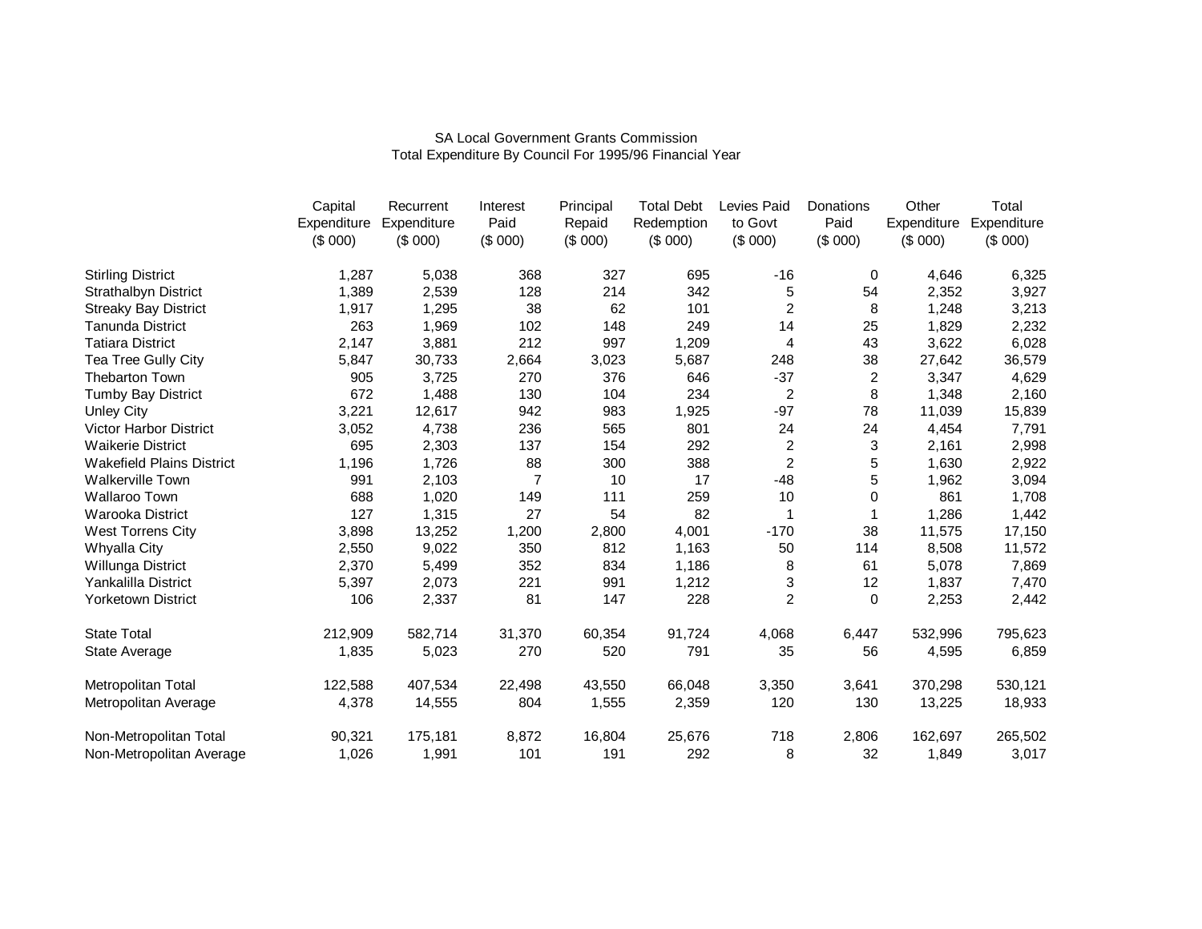SA Local Government Grants Commission
Total Expenditure By Council For 1995/96 Financial Year

| | Capital Expenditure ($ 000) | Recurrent Expenditure ($ 000) | Interest Paid ($ 000) | Principal Repaid ($ 000) | Total Debt Redemption ($ 000) | Levies Paid to Govt ($ 000) | Donations Paid ($ 000) | Other Expenditure ($ 000) | Total Expenditure ($ 000) |
|---|---|---|---|---|---|---|---|---|---|
| Stirling District | 1,287 | 5,038 | 368 | 327 | 695 | -16 | 0 | 4,646 | 6,325 |
| Strathalbyn District | 1,389 | 2,539 | 128 | 214 | 342 | 5 | 54 | 2,352 | 3,927 |
| Streaky Bay District | 1,917 | 1,295 | 38 | 62 | 101 | 2 | 8 | 1,248 | 3,213 |
| Tanunda District | 263 | 1,969 | 102 | 148 | 249 | 14 | 25 | 1,829 | 2,232 |
| Tatiara District | 2,147 | 3,881 | 212 | 997 | 1,209 | 4 | 43 | 3,622 | 6,028 |
| Tea Tree Gully City | 5,847 | 30,733 | 2,664 | 3,023 | 5,687 | 248 | 38 | 27,642 | 36,579 |
| Thebarton Town | 905 | 3,725 | 270 | 376 | 646 | -37 | 2 | 3,347 | 4,629 |
| Tumby Bay District | 672 | 1,488 | 130 | 104 | 234 | 2 | 8 | 1,348 | 2,160 |
| Unley City | 3,221 | 12,617 | 942 | 983 | 1,925 | -97 | 78 | 11,039 | 15,839 |
| Victor Harbor District | 3,052 | 4,738 | 236 | 565 | 801 | 24 | 24 | 4,454 | 7,791 |
| Waikerie District | 695 | 2,303 | 137 | 154 | 292 | 2 | 3 | 2,161 | 2,998 |
| Wakefield Plains District | 1,196 | 1,726 | 88 | 300 | 388 | 2 | 5 | 1,630 | 2,922 |
| Walkerville Town | 991 | 2,103 | 7 | 10 | 17 | -48 | 5 | 1,962 | 3,094 |
| Wallaroo Town | 688 | 1,020 | 149 | 111 | 259 | 10 | 0 | 861 | 1,708 |
| Warooka District | 127 | 1,315 | 27 | 54 | 82 | 1 | 1 | 1,286 | 1,442 |
| West Torrens City | 3,898 | 13,252 | 1,200 | 2,800 | 4,001 | -170 | 38 | 11,575 | 17,150 |
| Whyalla City | 2,550 | 9,022 | 350 | 812 | 1,163 | 50 | 114 | 8,508 | 11,572 |
| Willunga District | 2,370 | 5,499 | 352 | 834 | 1,186 | 8 | 61 | 5,078 | 7,869 |
| Yankalilla District | 5,397 | 2,073 | 221 | 991 | 1,212 | 3 | 12 | 1,837 | 7,470 |
| Yorketown District | 106 | 2,337 | 81 | 147 | 228 | 2 | 0 | 2,253 | 2,442 |
| State Total | 212,909 | 582,714 | 31,370 | 60,354 | 91,724 | 4,068 | 6,447 | 532,996 | 795,623 |
| State Average | 1,835 | 5,023 | 270 | 520 | 791 | 35 | 56 | 4,595 | 6,859 |
| Metropolitan Total | 122,588 | 407,534 | 22,498 | 43,550 | 66,048 | 3,350 | 3,641 | 370,298 | 530,121 |
| Metropolitan Average | 4,378 | 14,555 | 804 | 1,555 | 2,359 | 120 | 130 | 13,225 | 18,933 |
| Non-Metropolitan Total | 90,321 | 175,181 | 8,872 | 16,804 | 25,676 | 718 | 2,806 | 162,697 | 265,502 |
| Non-Metropolitan Average | 1,026 | 1,991 | 101 | 191 | 292 | 8 | 32 | 1,849 | 3,017 |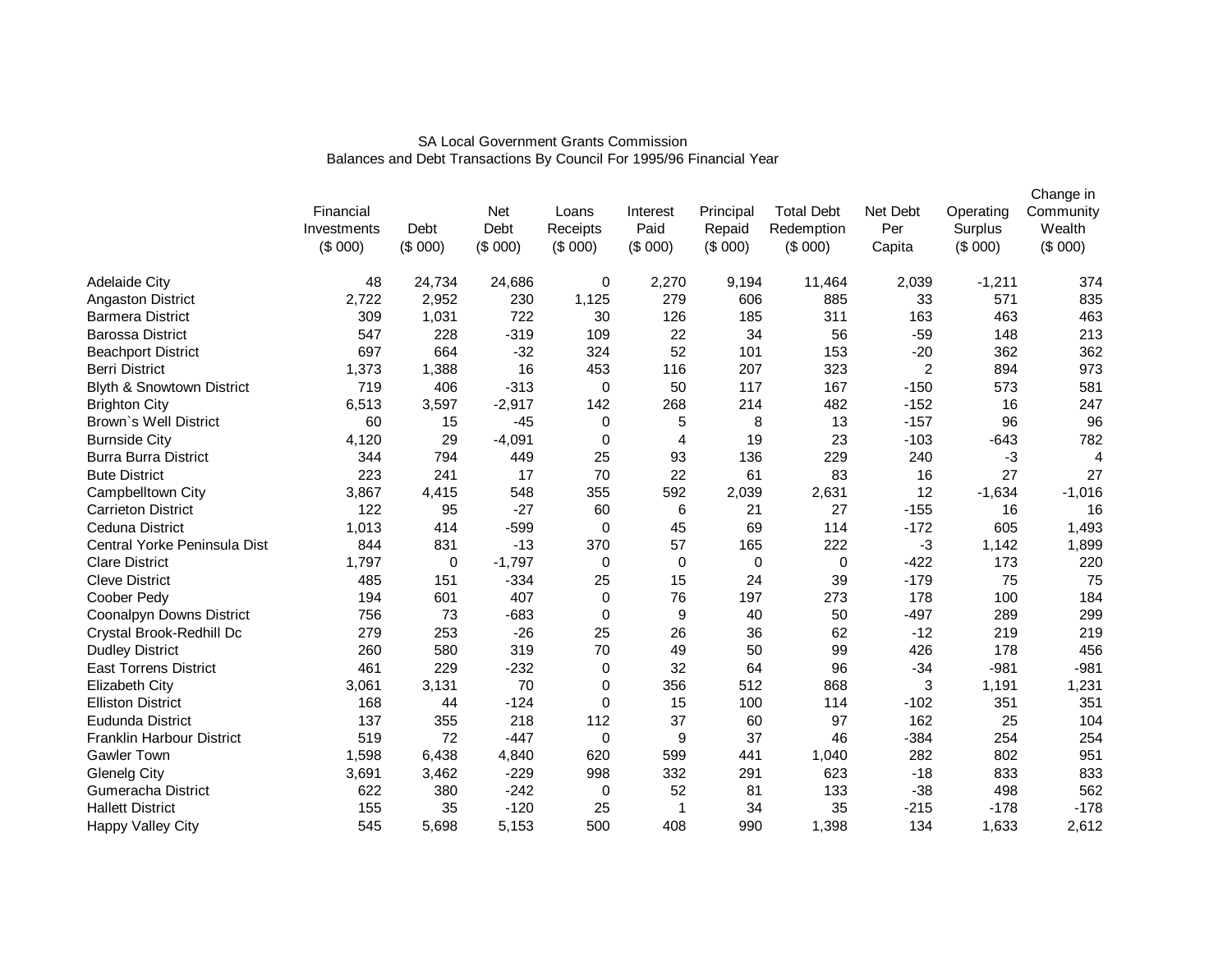SA Local Government Grants Commission
Balances and Debt Transactions By Council For 1995/96 Financial Year

| | Financial Investments ($ 000) | Debt ($ 000) | Net Debt ($ 000) | Loans Receipts ($ 000) | Interest Paid ($ 000) | Principal Repaid ($ 000) | Total Debt Redemption ($ 000) | Net Debt Per Capita | Operating Surplus ($ 000) | Change in Community Wealth ($ 000) |
|---|---|---|---|---|---|---|---|---|---|---|
| Adelaide City | 48 | 24,734 | 24,686 | 0 | 2,270 | 9,194 | 11,464 | 2,039 | -1,211 | 374 |
| Angaston District | 2,722 | 2,952 | 230 | 1,125 | 279 | 606 | 885 | 33 | 571 | 835 |
| Barmera District | 309 | 1,031 | 722 | 30 | 126 | 185 | 311 | 163 | 463 | 463 |
| Barossa District | 547 | 228 | -319 | 109 | 22 | 34 | 56 | -59 | 148 | 213 |
| Beachport District | 697 | 664 | -32 | 324 | 52 | 101 | 153 | -20 | 362 | 362 |
| Berri District | 1,373 | 1,388 | 16 | 453 | 116 | 207 | 323 | 2 | 894 | 973 |
| Blyth & Snowtown District | 719 | 406 | -313 | 0 | 50 | 117 | 167 | -150 | 573 | 581 |
| Brighton City | 6,513 | 3,597 | -2,917 | 142 | 268 | 214 | 482 | -152 | 16 | 247 |
| Brown`s Well District | 60 | 15 | -45 | 0 | 5 | 8 | 13 | -157 | 96 | 96 |
| Burnside City | 4,120 | 29 | -4,091 | 0 | 4 | 19 | 23 | -103 | -643 | 782 |
| Burra Burra District | 344 | 794 | 449 | 25 | 93 | 136 | 229 | 240 | -3 | 4 |
| Bute District | 223 | 241 | 17 | 70 | 22 | 61 | 83 | 16 | 27 | 27 |
| Campbelltown City | 3,867 | 4,415 | 548 | 355 | 592 | 2,039 | 2,631 | 12 | -1,634 | -1,016 |
| Carrieton District | 122 | 95 | -27 | 60 | 6 | 21 | 27 | -155 | 16 | 16 |
| Ceduna District | 1,013 | 414 | -599 | 0 | 45 | 69 | 114 | -172 | 605 | 1,493 |
| Central Yorke Peninsula Dist | 844 | 831 | -13 | 370 | 57 | 165 | 222 | -3 | 1,142 | 1,899 |
| Clare District | 1,797 | 0 | -1,797 | 0 | 0 | 0 | 0 | -422 | 173 | 220 |
| Cleve District | 485 | 151 | -334 | 25 | 15 | 24 | 39 | -179 | 75 | 75 |
| Coober Pedy | 194 | 601 | 407 | 0 | 76 | 197 | 273 | 178 | 100 | 184 |
| Coonalpyn Downs District | 756 | 73 | -683 | 0 | 9 | 40 | 50 | -497 | 289 | 299 |
| Crystal Brook-Redhill Dc | 279 | 253 | -26 | 25 | 26 | 36 | 62 | -12 | 219 | 219 |
| Dudley District | 260 | 580 | 319 | 70 | 49 | 50 | 99 | 426 | 178 | 456 |
| East Torrens District | 461 | 229 | -232 | 0 | 32 | 64 | 96 | -34 | -981 | -981 |
| Elizabeth City | 3,061 | 3,131 | 70 | 0 | 356 | 512 | 868 | 3 | 1,191 | 1,231 |
| Elliston District | 168 | 44 | -124 | 0 | 15 | 100 | 114 | -102 | 351 | 351 |
| Eudunda District | 137 | 355 | 218 | 112 | 37 | 60 | 97 | 162 | 25 | 104 |
| Franklin Harbour District | 519 | 72 | -447 | 0 | 9 | 37 | 46 | -384 | 254 | 254 |
| Gawler Town | 1,598 | 6,438 | 4,840 | 620 | 599 | 441 | 1,040 | 282 | 802 | 951 |
| Glenelg City | 3,691 | 3,462 | -229 | 998 | 332 | 291 | 623 | -18 | 833 | 833 |
| Gumeracha District | 622 | 380 | -242 | 0 | 52 | 81 | 133 | -38 | 498 | 562 |
| Hallett District | 155 | 35 | -120 | 25 | 1 | 34 | 35 | -215 | -178 | -178 |
| Happy Valley City | 545 | 5,698 | 5,153 | 500 | 408 | 990 | 1,398 | 134 | 1,633 | 2,612 |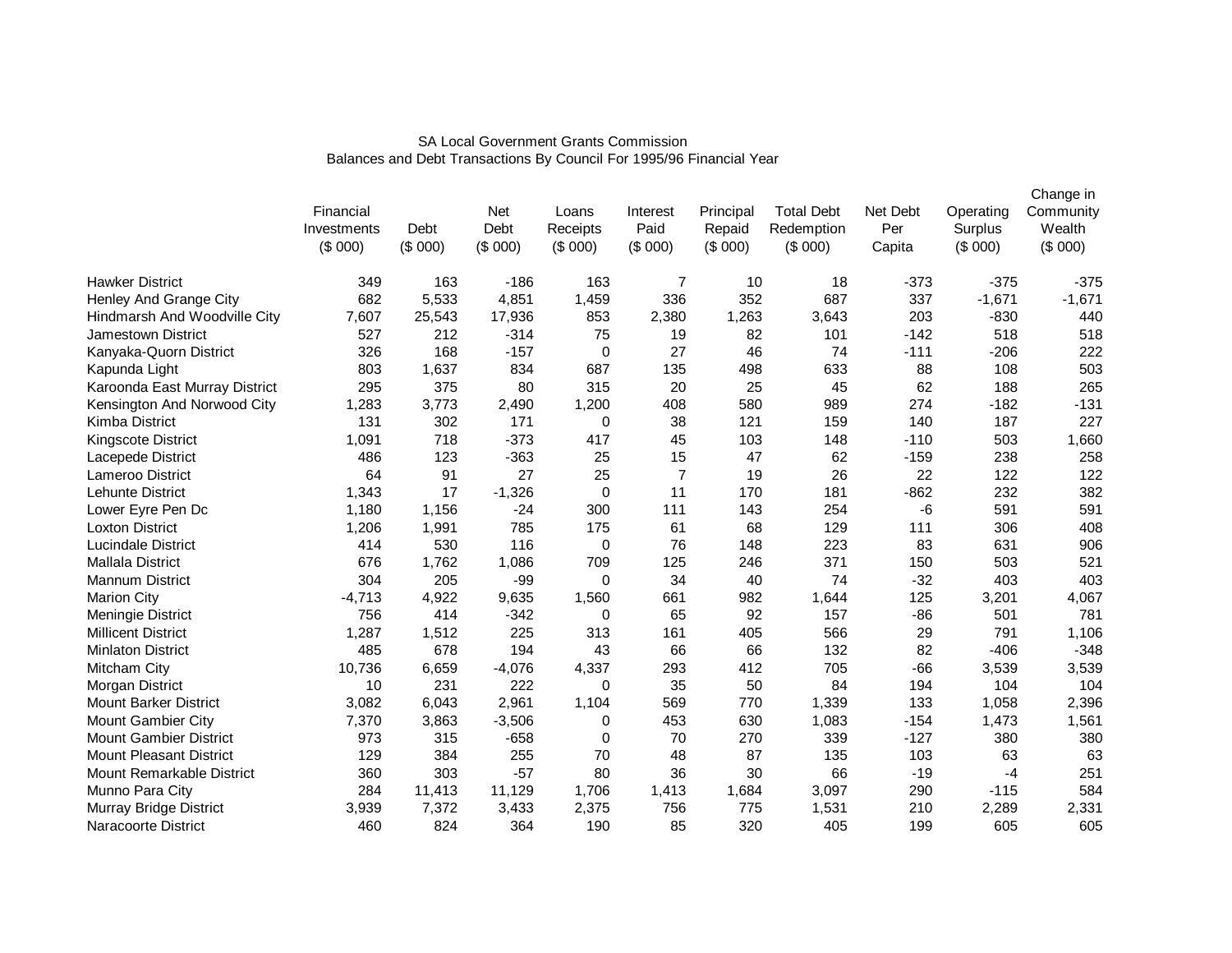SA Local Government Grants Commission
Balances and Debt Transactions By Council For 1995/96 Financial Year

| | Financial Investments ($ 000) | Debt ($ 000) | Net Debt ($ 000) | Loans Receipts ($ 000) | Interest Paid ($ 000) | Principal Repaid ($ 000) | Total Debt Redemption ($ 000) | Net Debt Per Capita | Operating Surplus ($ 000) | Change in Community Wealth ($ 000) |
|---|---|---|---|---|---|---|---|---|---|---|
| Hawker District | 349 | 163 | -186 | 163 | 7 | 10 | 18 | -373 | -375 | -375 |
| Henley And Grange City | 682 | 5,533 | 4,851 | 1,459 | 336 | 352 | 687 | 337 | -1,671 | -1,671 |
| Hindmarsh And Woodville City | 7,607 | 25,543 | 17,936 | 853 | 2,380 | 1,263 | 3,643 | 203 | -830 | 440 |
| Jamestown District | 527 | 212 | -314 | 75 | 19 | 82 | 101 | -142 | 518 | 518 |
| Kanyaka-Quorn District | 326 | 168 | -157 | 0 | 27 | 46 | 74 | -111 | -206 | 222 |
| Kapunda Light | 803 | 1,637 | 834 | 687 | 135 | 498 | 633 | 88 | 108 | 503 |
| Karoonda East Murray District | 295 | 375 | 80 | 315 | 20 | 25 | 45 | 62 | 188 | 265 |
| Kensington And Norwood City | 1,283 | 3,773 | 2,490 | 1,200 | 408 | 580 | 989 | 274 | -182 | -131 |
| Kimba District | 131 | 302 | 171 | 0 | 38 | 121 | 159 | 140 | 187 | 227 |
| Kingscote District | 1,091 | 718 | -373 | 417 | 45 | 103 | 148 | -110 | 503 | 1,660 |
| Lacepede District | 486 | 123 | -363 | 25 | 15 | 47 | 62 | -159 | 238 | 258 |
| Lameroo District | 64 | 91 | 27 | 25 | 7 | 19 | 26 | 22 | 122 | 122 |
| Lehunte District | 1,343 | 17 | -1,326 | 0 | 11 | 170 | 181 | -862 | 232 | 382 |
| Lower Eyre Pen Dc | 1,180 | 1,156 | -24 | 300 | 111 | 143 | 254 | -6 | 591 | 591 |
| Loxton District | 1,206 | 1,991 | 785 | 175 | 61 | 68 | 129 | 111 | 306 | 408 |
| Lucindale District | 414 | 530 | 116 | 0 | 76 | 148 | 223 | 83 | 631 | 906 |
| Mallala District | 676 | 1,762 | 1,086 | 709 | 125 | 246 | 371 | 150 | 503 | 521 |
| Mannum District | 304 | 205 | -99 | 0 | 34 | 40 | 74 | -32 | 403 | 403 |
| Marion City | -4,713 | 4,922 | 9,635 | 1,560 | 661 | 982 | 1,644 | 125 | 3,201 | 4,067 |
| Meningie District | 756 | 414 | -342 | 0 | 65 | 92 | 157 | -86 | 501 | 781 |
| Millicent District | 1,287 | 1,512 | 225 | 313 | 161 | 405 | 566 | 29 | 791 | 1,106 |
| Minlaton District | 485 | 678 | 194 | 43 | 66 | 66 | 132 | 82 | -406 | -348 |
| Mitcham City | 10,736 | 6,659 | -4,076 | 4,337 | 293 | 412 | 705 | -66 | 3,539 | 3,539 |
| Morgan District | 10 | 231 | 222 | 0 | 35 | 50 | 84 | 194 | 104 | 104 |
| Mount Barker District | 3,082 | 6,043 | 2,961 | 1,104 | 569 | 770 | 1,339 | 133 | 1,058 | 2,396 |
| Mount Gambier City | 7,370 | 3,863 | -3,506 | 0 | 453 | 630 | 1,083 | -154 | 1,473 | 1,561 |
| Mount Gambier District | 973 | 315 | -658 | 0 | 70 | 270 | 339 | -127 | 380 | 380 |
| Mount Pleasant District | 129 | 384 | 255 | 70 | 48 | 87 | 135 | 103 | 63 | 63 |
| Mount Remarkable District | 360 | 303 | -57 | 80 | 36 | 30 | 66 | -19 | -4 | 251 |
| Munno Para City | 284 | 11,413 | 11,129 | 1,706 | 1,413 | 1,684 | 3,097 | 290 | -115 | 584 |
| Murray Bridge District | 3,939 | 7,372 | 3,433 | 2,375 | 756 | 775 | 1,531 | 210 | 2,289 | 2,331 |
| Naracoorte District | 460 | 824 | 364 | 190 | 85 | 320 | 405 | 199 | 605 | 605 |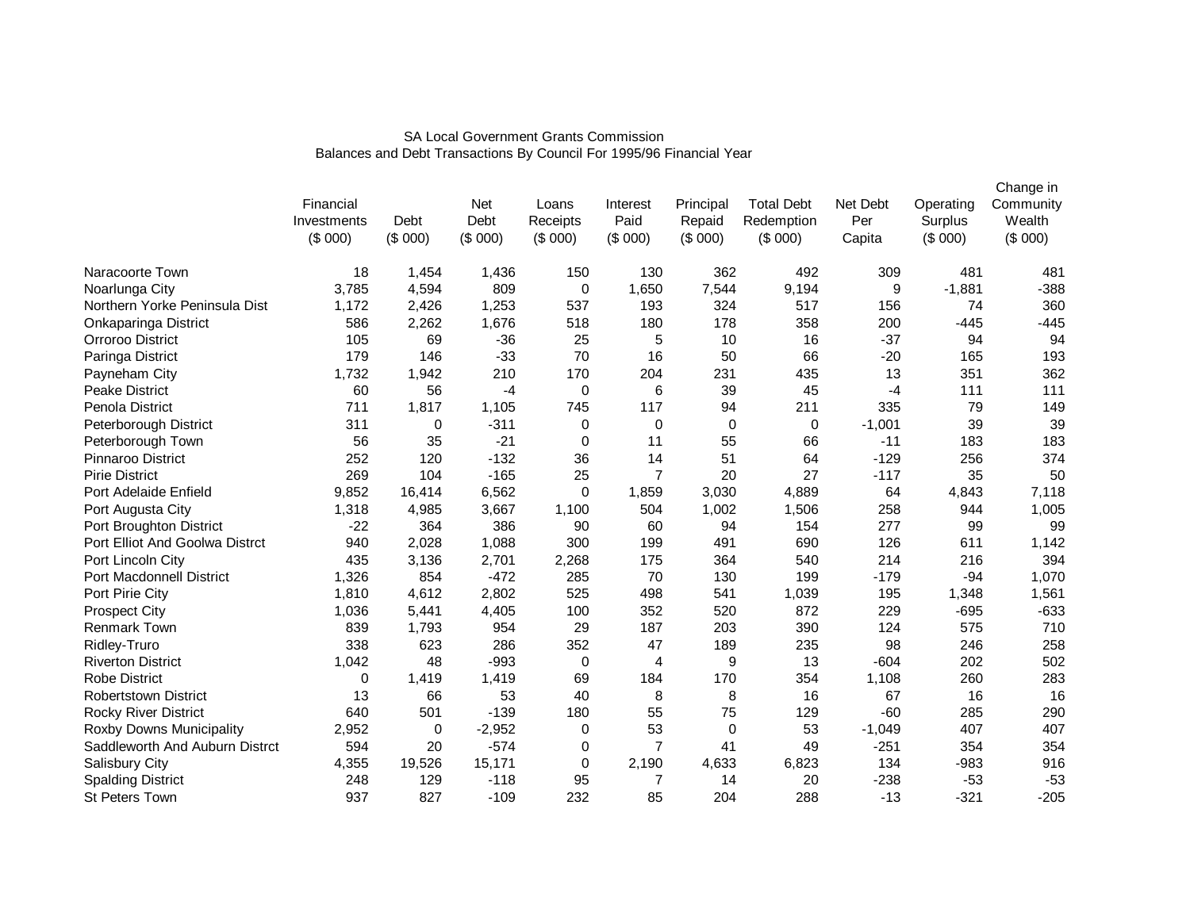SA Local Government Grants Commission
Balances and Debt Transactions By Council For 1995/96 Financial Year

| | Financial Investments ($ 000) | Debt ($ 000) | Net Debt ($ 000) | Loans Receipts ($ 000) | Interest Paid ($ 000) | Principal Repaid ($ 000) | Total Debt Redemption ($ 000) | Net Debt Per Capita | Operating Surplus ($ 000) | Change in Community Wealth ($ 000) |
|---|---|---|---|---|---|---|---|---|---|---|
| Naracoorte Town | 18 | 1,454 | 1,436 | 150 | 130 | 362 | 492 | 309 | 481 | 481 |
| Noarlunga City | 3,785 | 4,594 | 809 | 0 | 1,650 | 7,544 | 9,194 | 9 | -1,881 | -388 |
| Northern Yorke Peninsula Dist | 1,172 | 2,426 | 1,253 | 537 | 193 | 324 | 517 | 156 | 74 | 360 |
| Onkaparinga District | 586 | 2,262 | 1,676 | 518 | 180 | 178 | 358 | 200 | -445 | -445 |
| Orroroo District | 105 | 69 | -36 | 25 | 5 | 10 | 16 | -37 | 94 | 94 |
| Paringa District | 179 | 146 | -33 | 70 | 16 | 50 | 66 | -20 | 165 | 193 |
| Payneham City | 1,732 | 1,942 | 210 | 170 | 204 | 231 | 435 | 13 | 351 | 362 |
| Peake District | 60 | 56 | -4 | 0 | 6 | 39 | 45 | -4 | 111 | 111 |
| Penola District | 711 | 1,817 | 1,105 | 745 | 117 | 94 | 211 | 335 | 79 | 149 |
| Peterborough District | 311 | 0 | -311 | 0 | 0 | 0 | 0 | -1,001 | 39 | 39 |
| Peterborough Town | 56 | 35 | -21 | 0 | 11 | 55 | 66 | -11 | 183 | 183 |
| Pinnaroo District | 252 | 120 | -132 | 36 | 14 | 51 | 64 | -129 | 256 | 374 |
| Pirie District | 269 | 104 | -165 | 25 | 7 | 20 | 27 | -117 | 35 | 50 |
| Port Adelaide Enfield | 9,852 | 16,414 | 6,562 | 0 | 1,859 | 3,030 | 4,889 | 64 | 4,843 | 7,118 |
| Port Augusta City | 1,318 | 4,985 | 3,667 | 1,100 | 504 | 1,002 | 1,506 | 258 | 944 | 1,005 |
| Port Broughton District | -22 | 364 | 386 | 90 | 60 | 94 | 154 | 277 | 99 | 99 |
| Port Elliot And Goolwa Distrct | 940 | 2,028 | 1,088 | 300 | 199 | 491 | 690 | 126 | 611 | 1,142 |
| Port Lincoln City | 435 | 3,136 | 2,701 | 2,268 | 175 | 364 | 540 | 214 | 216 | 394 |
| Port Macdonnell District | 1,326 | 854 | -472 | 285 | 70 | 130 | 199 | -179 | -94 | 1,070 |
| Port Pirie City | 1,810 | 4,612 | 2,802 | 525 | 498 | 541 | 1,039 | 195 | 1,348 | 1,561 |
| Prospect City | 1,036 | 5,441 | 4,405 | 100 | 352 | 520 | 872 | 229 | -695 | -633 |
| Renmark Town | 839 | 1,793 | 954 | 29 | 187 | 203 | 390 | 124 | 575 | 710 |
| Ridley-Truro | 338 | 623 | 286 | 352 | 47 | 189 | 235 | 98 | 246 | 258 |
| Riverton District | 1,042 | 48 | -993 | 0 | 4 | 9 | 13 | -604 | 202 | 502 |
| Robe District | 0 | 1,419 | 1,419 | 69 | 184 | 170 | 354 | 1,108 | 260 | 283 |
| Robertstown District | 13 | 66 | 53 | 40 | 8 | 8 | 16 | 67 | 16 | 16 |
| Rocky River District | 640 | 501 | -139 | 180 | 55 | 75 | 129 | -60 | 285 | 290 |
| Roxby Downs Municipality | 2,952 | 0 | -2,952 | 0 | 53 | 0 | 53 | -1,049 | 407 | 407 |
| Saddleworth And Auburn Distrct | 594 | 20 | -574 | 0 | 7 | 41 | 49 | -251 | 354 | 354 |
| Salisbury City | 4,355 | 19,526 | 15,171 | 0 | 2,190 | 4,633 | 6,823 | 134 | -983 | 916 |
| Spalding District | 248 | 129 | -118 | 95 | 7 | 14 | 20 | -238 | -53 | -53 |
| St Peters Town | 937 | 827 | -109 | 232 | 85 | 204 | 288 | -13 | -321 | -205 |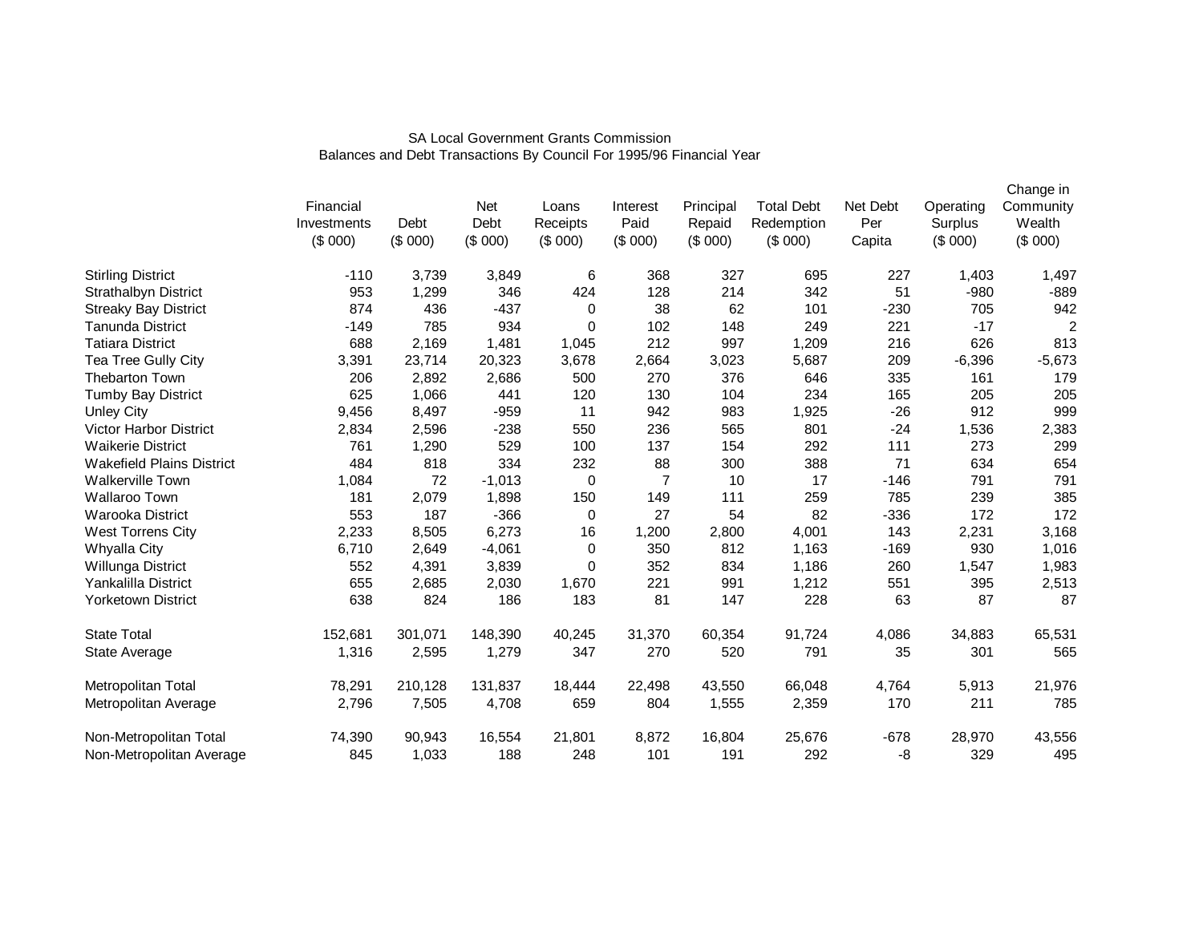SA Local Government Grants Commission
Balances and Debt Transactions By Council For 1995/96 Financial Year

| | Financial Investments ($ 000) | Debt ($ 000) | Net Debt ($ 000) | Loans Receipts ($ 000) | Interest Paid ($ 000) | Principal Repaid ($ 000) | Total Debt Redemption ($ 000) | Net Debt Per Capita | Operating Surplus ($ 000) | Change in Community Wealth ($ 000) |
|---|---|---|---|---|---|---|---|---|---|---|
| Stirling District | -110 | 3,739 | 3,849 | 6 | 368 | 327 | 695 | 227 | 1,403 | 1,497 |
| Strathalbyn District | 953 | 1,299 | 346 | 424 | 128 | 214 | 342 | 51 | -980 | -889 |
| Streaky Bay District | 874 | 436 | -437 | 0 | 38 | 62 | 101 | -230 | 705 | 942 |
| Tanunda District | -149 | 785 | 934 | 0 | 102 | 148 | 249 | 221 | -17 | 2 |
| Tatiara District | 688 | 2,169 | 1,481 | 1,045 | 212 | 997 | 1,209 | 216 | 626 | 813 |
| Tea Tree Gully City | 3,391 | 23,714 | 20,323 | 3,678 | 2,664 | 3,023 | 5,687 | 209 | -6,396 | -5,673 |
| Thebarton Town | 206 | 2,892 | 2,686 | 500 | 270 | 376 | 646 | 335 | 161 | 179 |
| Tumby Bay District | 625 | 1,066 | 441 | 120 | 130 | 104 | 234 | 165 | 205 | 205 |
| Unley City | 9,456 | 8,497 | -959 | 11 | 942 | 983 | 1,925 | -26 | 912 | 999 |
| Victor Harbor District | 2,834 | 2,596 | -238 | 550 | 236 | 565 | 801 | -24 | 1,536 | 2,383 |
| Waikerie District | 761 | 1,290 | 529 | 100 | 137 | 154 | 292 | 111 | 273 | 299 |
| Wakefield Plains District | 484 | 818 | 334 | 232 | 88 | 300 | 388 | 71 | 634 | 654 |
| Walkerville Town | 1,084 | 72 | -1,013 | 0 | 7 | 10 | 17 | -146 | 791 | 791 |
| Wallaroo Town | 181 | 2,079 | 1,898 | 150 | 149 | 111 | 259 | 785 | 239 | 385 |
| Warooka District | 553 | 187 | -366 | 0 | 27 | 54 | 82 | -336 | 172 | 172 |
| West Torrens City | 2,233 | 8,505 | 6,273 | 16 | 1,200 | 2,800 | 4,001 | 143 | 2,231 | 3,168 |
| Whyalla City | 6,710 | 2,649 | -4,061 | 0 | 350 | 812 | 1,163 | -169 | 930 | 1,016 |
| Willunga District | 552 | 4,391 | 3,839 | 0 | 352 | 834 | 1,186 | 260 | 1,547 | 1,983 |
| Yankalilla District | 655 | 2,685 | 2,030 | 1,670 | 221 | 991 | 1,212 | 551 | 395 | 2,513 |
| Yorketown District | 638 | 824 | 186 | 183 | 81 | 147 | 228 | 63 | 87 | 87 |
| State Total | 152,681 | 301,071 | 148,390 | 40,245 | 31,370 | 60,354 | 91,724 | 4,086 | 34,883 | 65,531 |
| State Average | 1,316 | 2,595 | 1,279 | 347 | 270 | 520 | 791 | 35 | 301 | 565 |
| Metropolitan Total | 78,291 | 210,128 | 131,837 | 18,444 | 22,498 | 43,550 | 66,048 | 4,764 | 5,913 | 21,976 |
| Metropolitan Average | 2,796 | 7,505 | 4,708 | 659 | 804 | 1,555 | 2,359 | 170 | 211 | 785 |
| Non-Metropolitan Total | 74,390 | 90,943 | 16,554 | 21,801 | 8,872 | 16,804 | 25,676 | -678 | 28,970 | 43,556 |
| Non-Metropolitan Average | 845 | 1,033 | 188 | 248 | 101 | 191 | 292 | -8 | 329 | 495 |